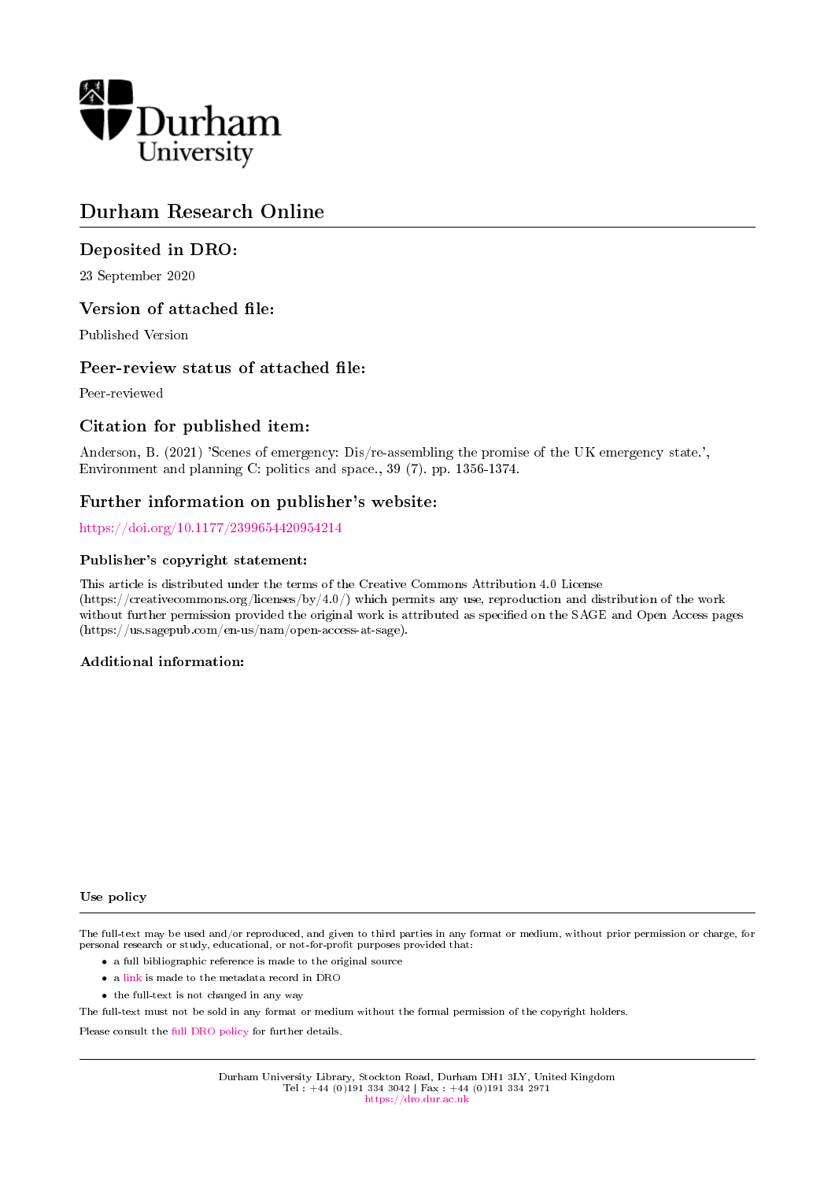Durham University

# Durham Research Online

## Deposited in DRO:

23 September 2020

## Version of attached file:

Published Version

## Peer-review status of attached file:

Peer-reviewed

## Citation for published item:

Anderson, B. (2021) 'Scenes of emergency: Dis/re-assembling the promise of the UK emergency state.', Environment and planning C: politics and space., 39 (7). pp. 1356-1374.

## Further information on publisher's website:

https://doi.org/10.1177/2399654420954214

### Publisher's copyright statement:

This article is distributed under the terms of the Creative Commons Attribution 4.0 License (https://creativecommons.org/licenses/by/4.0/) which permits any use, reproduction and distribution of the work without further permission provided the original work is attributed as specified on the SAGE and Open Access pages (https://us.sagepub.com/en-us/nam/open-access-at-sage).

### Additional information:

### Use policy

The full-text may be used and/or reproduced, and given to third parties in any format or medium, without prior permission or charge, for personal research or study, educational, or not-for-profit purposes provided that:

- a full bibliographic reference is made to the original source
- a link is made to the metadata record in DRO
- the full-text is not changed in any way

The full-text must not be sold in any format or medium without the formal permission of the copyright holders.

Please consult the full DRO policy for further details.

Durham University Library, Stockton Road, Durham DH1 3LY, United Kingdom
Tel : +44 (0)191 334 3042 | Fax : +44 (0)191 334 2971
https://dro.dur.ac.uk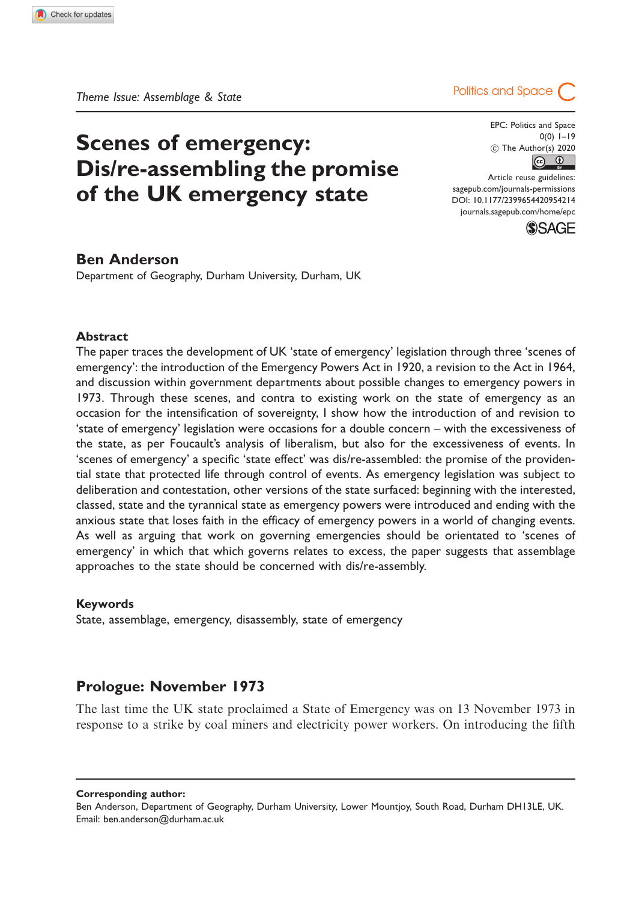Theme Issue: Assemblage & State

# Scenes of emergency: Dis/re-assembling the promise of the UK emergency state

**Ben Anderson**
Department of Geography, Durham University, Durham, UK

## Abstract

The paper traces the development of UK 'state of emergency' legislation through three 'scenes of emergency': the introduction of the Emergency Powers Act in 1920, a revision to the Act in 1964, and discussion within government departments about possible changes to emergency powers in 1973. Through these scenes, and contra to existing work on the state of emergency as an occasion for the intensification of sovereignty, I show how the introduction of and revision to 'state of emergency' legislation were occasions for a double concern – with the excessiveness of the state, as per Foucault's analysis of liberalism, but also for the excessiveness of events. In 'scenes of emergency' a specific 'state effect' was dis/re-assembled: the promise of the providential state that protected life through control of events. As emergency legislation was subject to deliberation and contestation, other versions of the state surfaced: beginning with the interested, classed, state and the tyrannical state as emergency powers were introduced and ending with the anxious state that loses faith in the efficacy of emergency powers in a world of changing events. As well as arguing that work on governing emergencies should be orientated to 'scenes of emergency' in which that which governs relates to excess, the paper suggests that assemblage approaches to the state should be concerned with dis/re-assembly.

## Keywords

State, assemblage, emergency, disassembly, state of emergency

## Prologue: November 1973

The last time the UK state proclaimed a State of Emergency was on 13 November 1973 in response to a strike by coal miners and electricity power workers. On introducing the fifth

**Corresponding author:**
Ben Anderson, Department of Geography, Durham University, Lower Mountjoy, South Road, Durham DH13LE, UK.
Email: ben.anderson@durham.ac.uk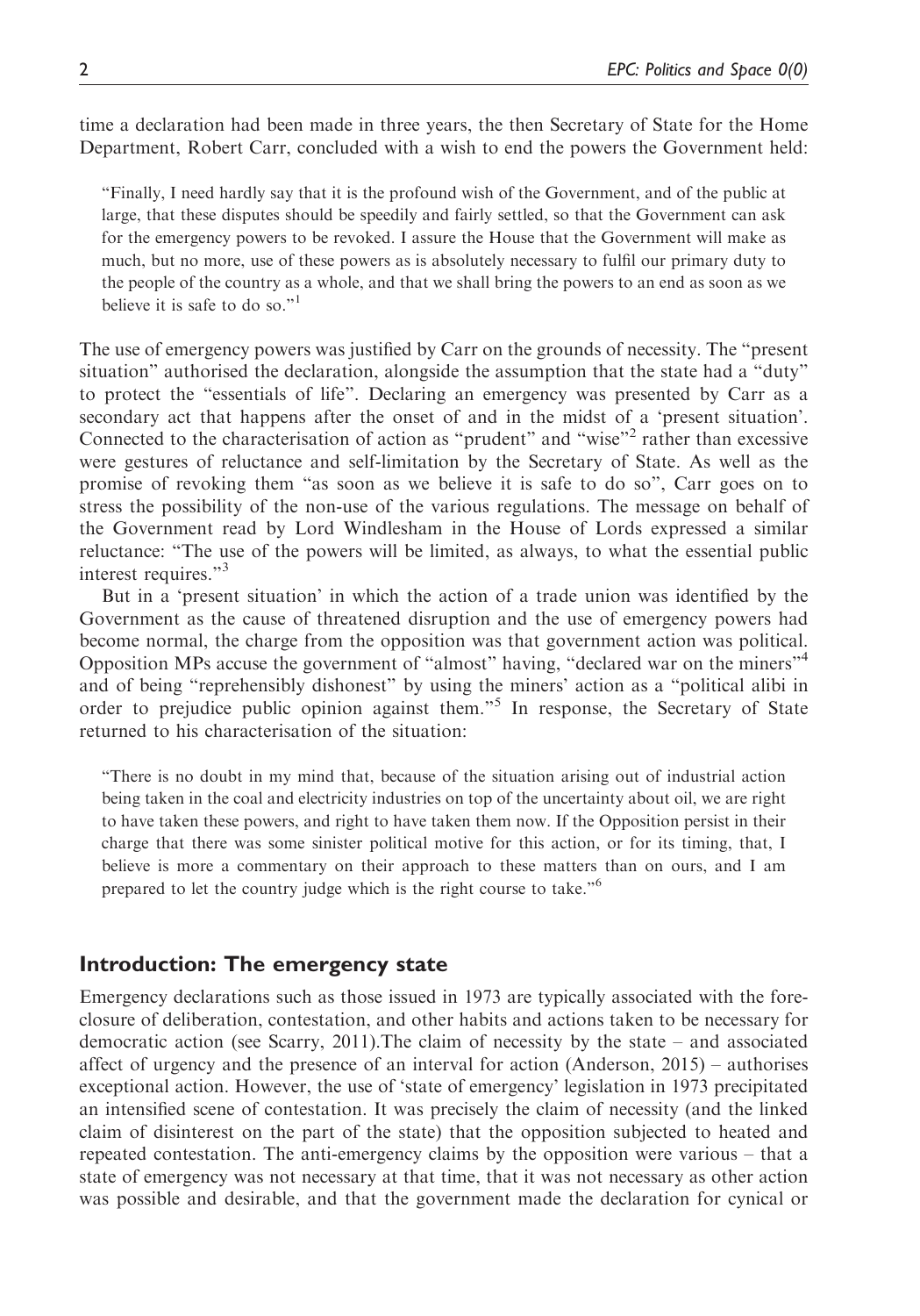time a declaration had been made in three years, the then Secretary of State for the Home Department, Robert Carr, concluded with a wish to end the powers the Government held:

> "Finally, I need hardly say that it is the profound wish of the Government, and of the public at large, that these disputes should be speedily and fairly settled, so that the Government can ask for the emergency powers to be revoked. I assure the House that the Government will make as much, but no more, use of these powers as is absolutely necessary to fulfil our primary duty to the people of the country as a whole, and that we shall bring the powers to an end as soon as we believe it is safe to do so."[1]

The use of emergency powers was justified by Carr on the grounds of necessity. The "present situation" authorised the declaration, alongside the assumption that the state had a "duty" to protect the "essentials of life". Declaring an emergency was presented by Carr as a secondary act that happens after the onset of and in the midst of a 'present situation'. Connected to the characterisation of action as "prudent" and "wise"[2] rather than excessive were gestures of reluctance and self-limitation by the Secretary of State. As well as the promise of revoking them "as soon as we believe it is safe to do so", Carr goes on to stress the possibility of the non-use of the various regulations. The message on behalf of the Government read by Lord Windlesham in the House of Lords expressed a similar reluctance: "The use of the powers will be limited, as always, to what the essential public interest requires."[3]

But in a 'present situation' in which the action of a trade union was identified by the Government as the cause of threatened disruption and the use of emergency powers had become normal, the charge from the opposition was that government action was political. Opposition MPs accuse the government of "almost" having, "declared war on the miners"[4] and of being "reprehensibly dishonest" by using the miners' action as a "political alibi in order to prejudice public opinion against them."[5] In response, the Secretary of State returned to his characterisation of the situation:

> "There is no doubt in my mind that, because of the situation arising out of industrial action being taken in the coal and electricity industries on top of the uncertainty about oil, we are right to have taken these powers, and right to have taken them now. If the Opposition persist in their charge that there was some sinister political motive for this action, or for its timing, that, I believe is more a commentary on their approach to these matters than on ours, and I am prepared to let the country judge which is the right course to take."[6]

## Introduction: The emergency state

Emergency declarations such as those issued in 1973 are typically associated with the foreclosure of deliberation, contestation, and other habits and actions taken to be necessary for democratic action (see Scarry, 2011).The claim of necessity by the state – and associated affect of urgency and the presence of an interval for action (Anderson, 2015) – authorises exceptional action. However, the use of 'state of emergency' legislation in 1973 precipitated an intensified scene of contestation. It was precisely the claim of necessity (and the linked claim of disinterest on the part of the state) that the opposition subjected to heated and repeated contestation. The anti-emergency claims by the opposition were various – that a state of emergency was not necessary at that time, that it was not necessary as other action was possible and desirable, and that the government made the declaration for cynical or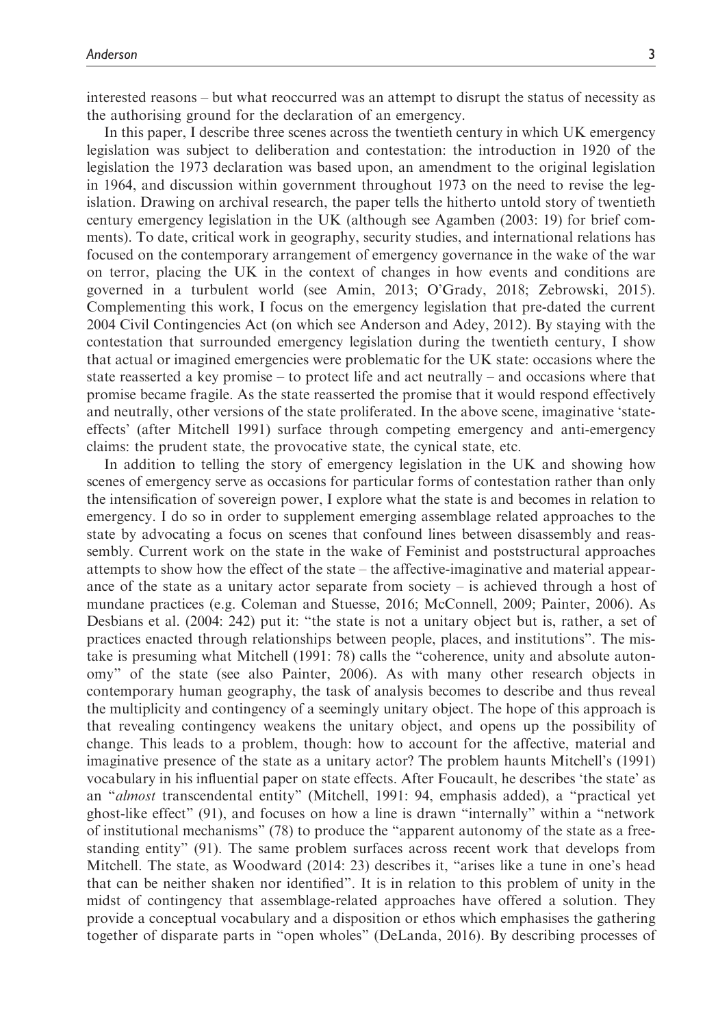interested reasons – but what reoccurred was an attempt to disrupt the status of necessity as the authorising ground for the declaration of an emergency.

In this paper, I describe three scenes across the twentieth century in which UK emergency legislation was subject to deliberation and contestation: the introduction in 1920 of the legislation the 1973 declaration was based upon, an amendment to the original legislation in 1964, and discussion within government throughout 1973 on the need to revise the legislation. Drawing on archival research, the paper tells the hitherto untold story of twentieth century emergency legislation in the UK (although see Agamben (2003: 19) for brief comments). To date, critical work in geography, security studies, and international relations has focused on the contemporary arrangement of emergency governance in the wake of the war on terror, placing the UK in the context of changes in how events and conditions are governed in a turbulent world (see Amin, 2013; O'Grady, 2018; Zebrowski, 2015). Complementing this work, I focus on the emergency legislation that pre-dated the current 2004 Civil Contingencies Act (on which see Anderson and Adey, 2012). By staying with the contestation that surrounded emergency legislation during the twentieth century, I show that actual or imagined emergencies were problematic for the UK state: occasions where the state reasserted a key promise – to protect life and act neutrally – and occasions where that promise became fragile. As the state reasserted the promise that it would respond effectively and neutrally, other versions of the state proliferated. In the above scene, imaginative 'state-effects' (after Mitchell 1991) surface through competing emergency and anti-emergency claims: the prudent state, the provocative state, the cynical state, etc.

In addition to telling the story of emergency legislation in the UK and showing how scenes of emergency serve as occasions for particular forms of contestation rather than only the intensification of sovereign power, I explore what the state is and becomes in relation to emergency. I do so in order to supplement emerging assemblage related approaches to the state by advocating a focus on scenes that confound lines between disassembly and reassembly. Current work on the state in the wake of Feminist and poststructural approaches attempts to show how the effect of the state – the affective-imaginative and material appearance of the state as a unitary actor separate from society – is achieved through a host of mundane practices (e.g. Coleman and Stuesse, 2016; McConnell, 2009; Painter, 2006). As Desbiens et al. (2004: 242) put it: "the state is not a unitary object but is, rather, a set of practices enacted through relationships between people, places, and institutions". The mistake is presuming what Mitchell (1991: 78) calls the "coherence, unity and absolute autonomy" of the state (see also Painter, 2006). As with many other research objects in contemporary human geography, the task of analysis becomes to describe and thus reveal the multiplicity and contingency of a seemingly unitary object. The hope of this approach is that revealing contingency weakens the unitary object, and opens up the possibility of change. This leads to a problem, though: how to account for the affective, material and imaginative presence of the state as a unitary actor? The problem haunts Mitchell's (1991) vocabulary in his influential paper on state effects. After Foucault, he describes 'the state' as an "*almost* transcendental entity" (Mitchell, 1991: 94, emphasis added), a "practical yet ghost-like effect" (91), and focuses on how a line is drawn "internally" within a "network of institutional mechanisms" (78) to produce the "apparent autonomy of the state as a free-standing entity" (91). The same problem surfaces across recent work that develops from Mitchell. The state, as Woodward (2014: 23) describes it, "arises like a tune in one's head that can be neither shaken nor identified". It is in relation to this problem of unity in the midst of contingency that assemblage-related approaches have offered a solution. They provide a conceptual vocabulary and a disposition or ethos which emphasises the gathering together of disparate parts in "open wholes" (DeLanda, 2016). By describing processes of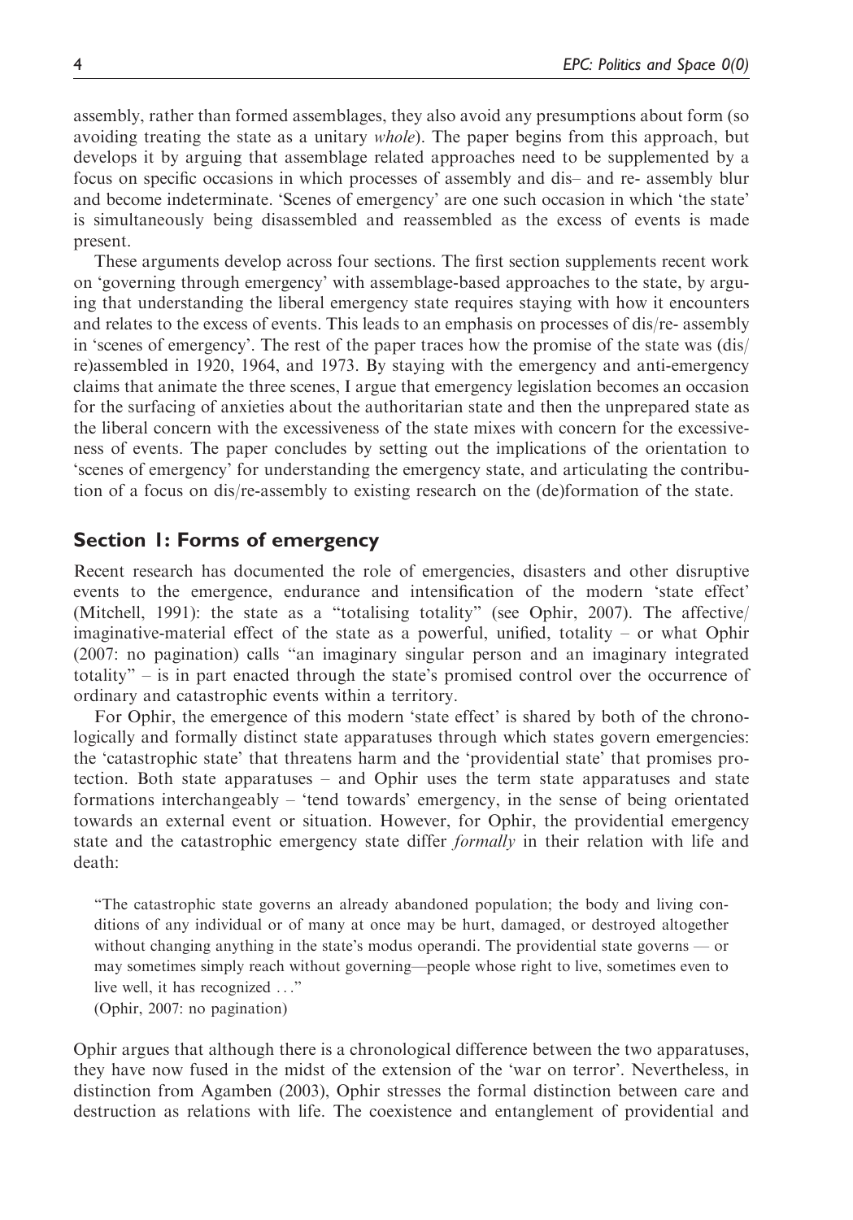assembly, rather than formed assemblages, they also avoid any presumptions about form (so avoiding treating the state as a unitary *whole*). The paper begins from this approach, but develops it by arguing that assemblage related approaches need to be supplemented by a focus on specific occasions in which processes of assembly and dis– and re- assembly blur and become indeterminate. 'Scenes of emergency' are one such occasion in which 'the state' is simultaneously being disassembled and reassembled as the excess of events is made present.

These arguments develop across four sections. The first section supplements recent work on 'governing through emergency' with assemblage-based approaches to the state, by arguing that understanding the liberal emergency state requires staying with how it encounters and relates to the excess of events. This leads to an emphasis on processes of dis/re- assembly in 'scenes of emergency'. The rest of the paper traces how the promise of the state was (dis/re)assembled in 1920, 1964, and 1973. By staying with the emergency and anti-emergency claims that animate the three scenes, I argue that emergency legislation becomes an occasion for the surfacing of anxieties about the authoritarian state and then the unprepared state as the liberal concern with the excessiveness of the state mixes with concern for the excessiveness of events. The paper concludes by setting out the implications of the orientation to 'scenes of emergency' for understanding the emergency state, and articulating the contribution of a focus on dis/re-assembly to existing research on the (de)formation of the state.

## Section 1: Forms of emergency

Recent research has documented the role of emergencies, disasters and other disruptive events to the emergence, endurance and intensification of the modern 'state effect' (Mitchell, 1991): the state as a "totalising totality" (see Ophir, 2007). The affective/imaginative-material effect of the state as a powerful, unified, totality – or what Ophir (2007: no pagination) calls "an imaginary singular person and an imaginary integrated totality" – is in part enacted through the state's promised control over the occurrence of ordinary and catastrophic events within a territory.

For Ophir, the emergence of this modern 'state effect' is shared by both of the chronologically and formally distinct state apparatuses through which states govern emergencies: the 'catastrophic state' that threatens harm and the 'providential state' that promises protection. Both state apparatuses – and Ophir uses the term state apparatuses and state formations interchangeably – 'tend towards' emergency, in the sense of being orientated towards an external event or situation. However, for Ophir, the providential emergency state and the catastrophic emergency state differ *formally* in their relation with life and death:

> "The catastrophic state governs an already abandoned population; the body and living conditions of any individual or of many at once may be hurt, damaged, or destroyed altogether without changing anything in the state's modus operandi. The providential state governs — or may sometimes simply reach without governing—people whose right to live, sometimes even to live well, it has recognized ..."
>
> (Ophir, 2007: no pagination)

Ophir argues that although there is a chronological difference between the two apparatuses, they have now fused in the midst of the extension of the 'war on terror'. Nevertheless, in distinction from Agamben (2003), Ophir stresses the formal distinction between care and destruction as relations with life. The coexistence and entanglement of providential and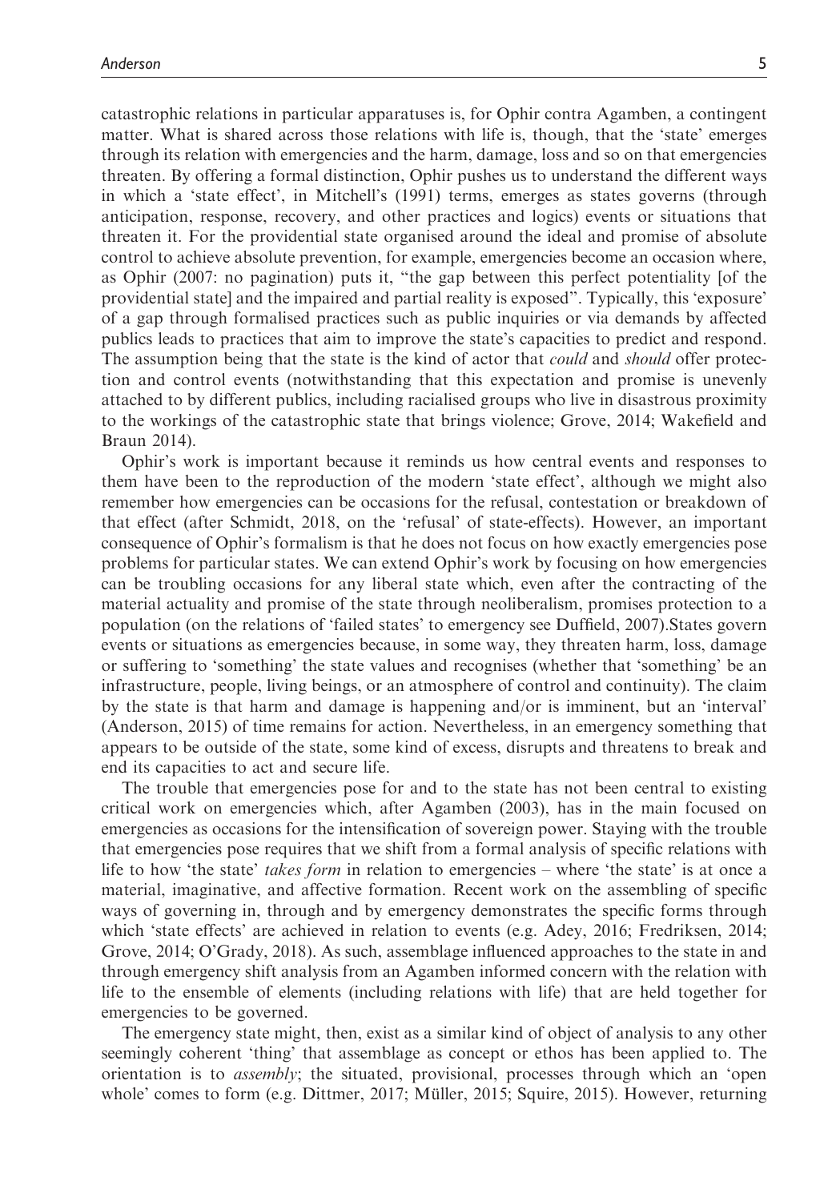catastrophic relations in particular apparatuses is, for Ophir contra Agamben, a contingent matter. What is shared across those relations with life is, though, that the 'state' emerges through its relation with emergencies and the harm, damage, loss and so on that emergencies threaten. By offering a formal distinction, Ophir pushes us to understand the different ways in which a 'state effect', in Mitchell's (1991) terms, emerges as states governs (through anticipation, response, recovery, and other practices and logics) events or situations that threaten it. For the providential state organised around the ideal and promise of absolute control to achieve absolute prevention, for example, emergencies become an occasion where, as Ophir (2007: no pagination) puts it, "the gap between this perfect potentiality [of the providential state] and the impaired and partial reality is exposed". Typically, this 'exposure' of a gap through formalised practices such as public inquiries or via demands by affected publics leads to practices that aim to improve the state's capacities to predict and respond. The assumption being that the state is the kind of actor that *could* and *should* offer protection and control events (notwithstanding that this expectation and promise is unevenly attached to by different publics, including racialised groups who live in disastrous proximity to the workings of the catastrophic state that brings violence; Grove, 2014; Wakefield and Braun 2014).

Ophir's work is important because it reminds us how central events and responses to them have been to the reproduction of the modern 'state effect', although we might also remember how emergencies can be occasions for the refusal, contestation or breakdown of that effect (after Schmidt, 2018, on the 'refusal' of state-effects). However, an important consequence of Ophir's formalism is that he does not focus on how exactly emergencies pose problems for particular states. We can extend Ophir's work by focusing on how emergencies can be troubling occasions for any liberal state which, even after the contracting of the material actuality and promise of the state through neoliberalism, promises protection to a population (on the relations of 'failed states' to emergency see Duffield, 2007).States govern events or situations as emergencies because, in some way, they threaten harm, loss, damage or suffering to 'something' the state values and recognises (whether that 'something' be an infrastructure, people, living beings, or an atmosphere of control and continuity). The claim by the state is that harm and damage is happening and/or is imminent, but an 'interval' (Anderson, 2015) of time remains for action. Nevertheless, in an emergency something that appears to be outside of the state, some kind of excess, disrupts and threatens to break and end its capacities to act and secure life.

The trouble that emergencies pose for and to the state has not been central to existing critical work on emergencies which, after Agamben (2003), has in the main focused on emergencies as occasions for the intensification of sovereign power. Staying with the trouble that emergencies pose requires that we shift from a formal analysis of specific relations with life to how 'the state' *takes form* in relation to emergencies – where 'the state' is at once a material, imaginative, and affective formation. Recent work on the assembling of specific ways of governing in, through and by emergency demonstrates the specific forms through which 'state effects' are achieved in relation to events (e.g. Adey, 2016; Fredriksen, 2014; Grove, 2014; O'Grady, 2018). As such, assemblage influenced approaches to the state in and through emergency shift analysis from an Agamben informed concern with the relation with life to the ensemble of elements (including relations with life) that are held together for emergencies to be governed.

The emergency state might, then, exist as a similar kind of object of analysis to any other seemingly coherent 'thing' that assemblage as concept or ethos has been applied to. The orientation is to *assembly*; the situated, provisional, processes through which an 'open whole' comes to form (e.g. Dittmer, 2017; Müller, 2015; Squire, 2015). However, returning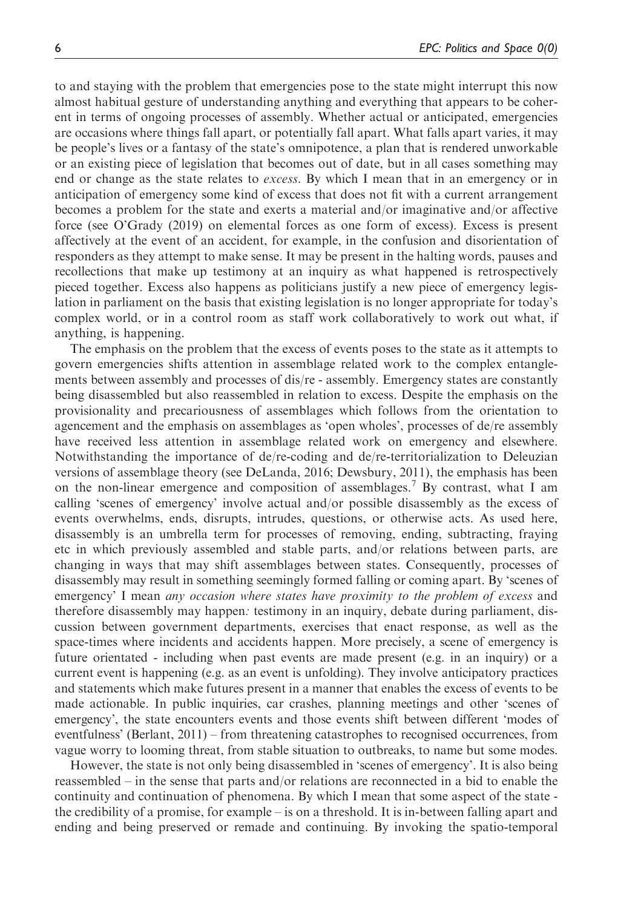to and staying with the problem that emergencies pose to the state might interrupt this now almost habitual gesture of understanding anything and everything that appears to be coherent in terms of ongoing processes of assembly. Whether actual or anticipated, emergencies are occasions where things fall apart, or potentially fall apart. What falls apart varies, it may be people's lives or a fantasy of the state's omnipotence, a plan that is rendered unworkable or an existing piece of legislation that becomes out of date, but in all cases something may end or change as the state relates to *excess*. By which I mean that in an emergency or in anticipation of emergency some kind of excess that does not fit with a current arrangement becomes a problem for the state and exerts a material and/or imaginative and/or affective force (see O'Grady (2019) on elemental forces as one form of excess). Excess is present affectively at the event of an accident, for example, in the confusion and disorientation of responders as they attempt to make sense. It may be present in the halting words, pauses and recollections that make up testimony at an inquiry as what happened is retrospectively pieced together. Excess also happens as politicians justify a new piece of emergency legislation in parliament on the basis that existing legislation is no longer appropriate for today's complex world, or in a control room as staff work collaboratively to work out what, if anything, is happening.

The emphasis on the problem that the excess of events poses to the state as it attempts to govern emergencies shifts attention in assemblage related work to the complex entanglements between assembly and processes of dis/re - assembly. Emergency states are constantly being disassembled but also reassembled in relation to excess. Despite the emphasis on the provisionality and precariousness of assemblages which follows from the orientation to agencement and the emphasis on assemblages as 'open wholes', processes of de/re assembly have received less attention in assemblage related work on emergency and elsewhere. Notwithstanding the importance of de/re-coding and de/re-territorialization to Deleuzian versions of assemblage theory (see DeLanda, 2016; Dewsbury, 2011), the emphasis has been on the non-linear emergence and composition of assemblages.[7] By contrast, what I am calling 'scenes of emergency' involve actual and/or possible disassembly as the excess of events overwhelms, ends, disrupts, intrudes, questions, or otherwise acts. As used here, disassembly is an umbrella term for processes of removing, ending, subtracting, fraying etc in which previously assembled and stable parts, and/or relations between parts, are changing in ways that may shift assemblages between states. Consequently, processes of disassembly may result in something seemingly formed falling or coming apart. By 'scenes of emergency' I mean *any occasion where states have proximity to the problem of excess* and therefore disassembly may happen*:* testimony in an inquiry, debate during parliament, discussion between government departments, exercises that enact response, as well as the space-times where incidents and accidents happen. More precisely, a scene of emergency is future orientated - including when past events are made present (e.g. in an inquiry) or a current event is happening (e.g. as an event is unfolding). They involve anticipatory practices and statements which make futures present in a manner that enables the excess of events to be made actionable. In public inquiries, car crashes, planning meetings and other 'scenes of emergency', the state encounters events and those events shift between different 'modes of eventfulness' (Berlant, 2011) – from threatening catastrophes to recognised occurrences, from vague worry to looming threat, from stable situation to outbreaks, to name but some modes.

However, the state is not only being disassembled in 'scenes of emergency'. It is also being reassembled – in the sense that parts and/or relations are reconnected in a bid to enable the continuity and continuation of phenomena. By which I mean that some aspect of the state - the credibility of a promise, for example – is on a threshold. It is in-between falling apart and ending and being preserved or remade and continuing. By invoking the spatio-temporal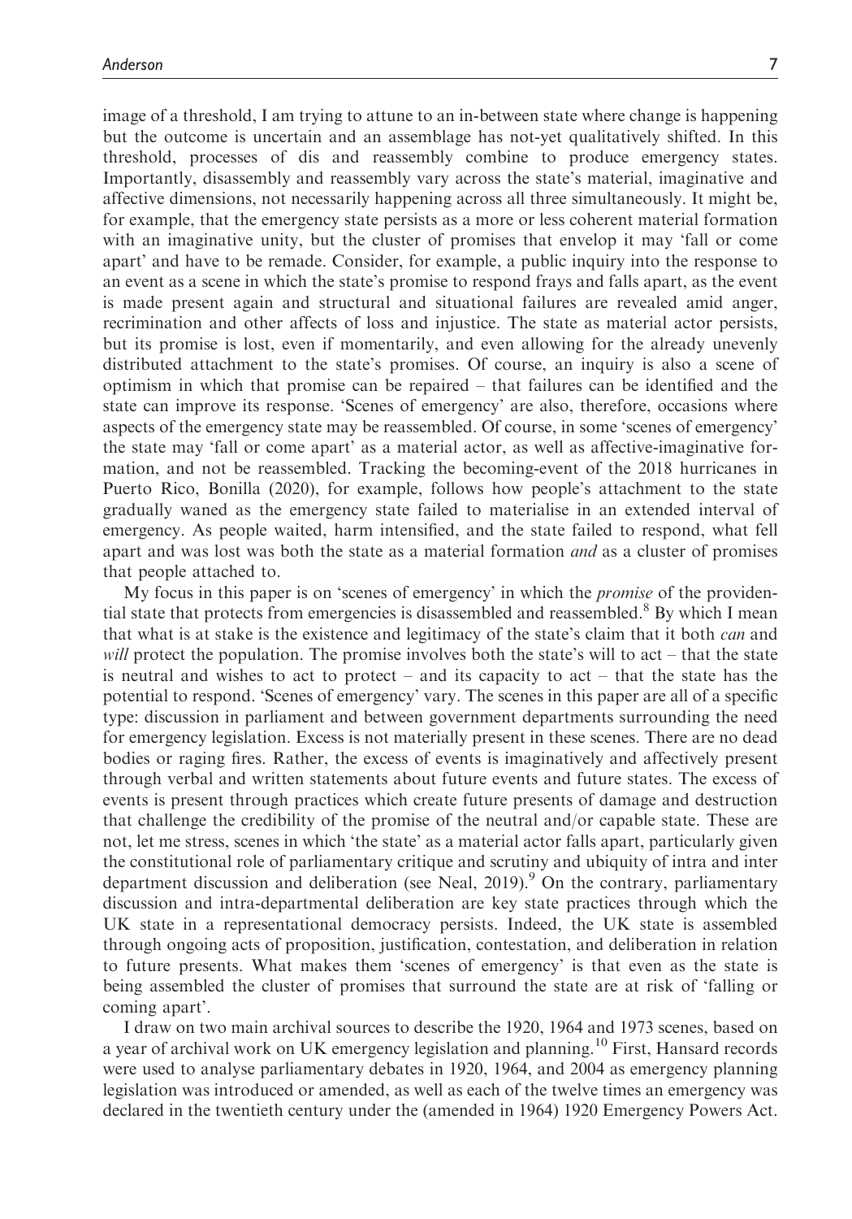image of a threshold, I am trying to attune to an in-between state where change is happening but the outcome is uncertain and an assemblage has not-yet qualitatively shifted. In this threshold, processes of dis and reassembly combine to produce emergency states. Importantly, disassembly and reassembly vary across the state's material, imaginative and affective dimensions, not necessarily happening across all three simultaneously. It might be, for example, that the emergency state persists as a more or less coherent material formation with an imaginative unity, but the cluster of promises that envelop it may 'fall or come apart' and have to be remade. Consider, for example, a public inquiry into the response to an event as a scene in which the state's promise to respond frays and falls apart, as the event is made present again and structural and situational failures are revealed amid anger, recrimination and other affects of loss and injustice. The state as material actor persists, but its promise is lost, even if momentarily, and even allowing for the already unevenly distributed attachment to the state's promises. Of course, an inquiry is also a scene of optimism in which that promise can be repaired – that failures can be identified and the state can improve its response. 'Scenes of emergency' are also, therefore, occasions where aspects of the emergency state may be reassembled. Of course, in some 'scenes of emergency' the state may 'fall or come apart' as a material actor, as well as affective-imaginative formation, and not be reassembled. Tracking the becoming-event of the 2018 hurricanes in Puerto Rico, Bonilla (2020), for example, follows how people's attachment to the state gradually waned as the emergency state failed to materialise in an extended interval of emergency. As people waited, harm intensified, and the state failed to respond, what fell apart and was lost was both the state as a material formation *and* as a cluster of promises that people attached to.

My focus in this paper is on 'scenes of emergency' in which the *promise* of the providential state that protects from emergencies is disassembled and reassembled.[8] By which I mean that what is at stake is the existence and legitimacy of the state's claim that it both *can* and *will* protect the population. The promise involves both the state's will to act – that the state is neutral and wishes to act to protect – and its capacity to act – that the state has the potential to respond. 'Scenes of emergency' vary. The scenes in this paper are all of a specific type: discussion in parliament and between government departments surrounding the need for emergency legislation. Excess is not materially present in these scenes. There are no dead bodies or raging fires. Rather, the excess of events is imaginatively and affectively present through verbal and written statements about future events and future states. The excess of events is present through practices which create future presents of damage and destruction that challenge the credibility of the promise of the neutral and/or capable state. These are not, let me stress, scenes in which 'the state' as a material actor falls apart, particularly given the constitutional role of parliamentary critique and scrutiny and ubiquity of intra and inter department discussion and deliberation (see Neal, 2019).[9] On the contrary, parliamentary discussion and intra-departmental deliberation are key state practices through which the UK state in a representational democracy persists. Indeed, the UK state is assembled through ongoing acts of proposition, justification, contestation, and deliberation in relation to future presents. What makes them 'scenes of emergency' is that even as the state is being assembled the cluster of promises that surround the state are at risk of 'falling or coming apart'.

I draw on two main archival sources to describe the 1920, 1964 and 1973 scenes, based on a year of archival work on UK emergency legislation and planning.[10] First, Hansard records were used to analyse parliamentary debates in 1920, 1964, and 2004 as emergency planning legislation was introduced or amended, as well as each of the twelve times an emergency was declared in the twentieth century under the (amended in 1964) 1920 Emergency Powers Act.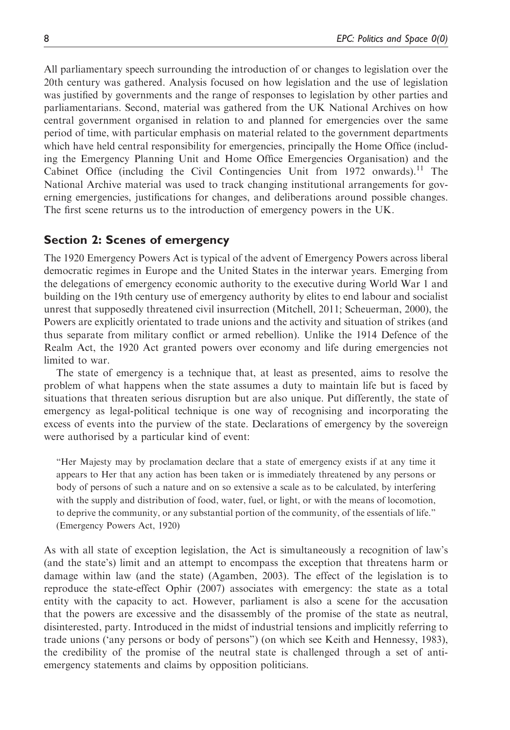All parliamentary speech surrounding the introduction of or changes to legislation over the 20th century was gathered. Analysis focused on how legislation and the use of legislation was justified by governments and the range of responses to legislation by other parties and parliamentarians. Second, material was gathered from the UK National Archives on how central government organised in relation to and planned for emergencies over the same period of time, with particular emphasis on material related to the government departments which have held central responsibility for emergencies, principally the Home Office (including the Emergency Planning Unit and Home Office Emergencies Organisation) and the Cabinet Office (including the Civil Contingencies Unit from 1972 onwards).[11] The National Archive material was used to track changing institutional arrangements for governing emergencies, justifications for changes, and deliberations around possible changes. The first scene returns us to the introduction of emergency powers in the UK.

## Section 2: Scenes of emergency

The 1920 Emergency Powers Act is typical of the advent of Emergency Powers across liberal democratic regimes in Europe and the United States in the interwar years. Emerging from the delegations of emergency economic authority to the executive during World War 1 and building on the 19th century use of emergency authority by elites to end labour and socialist unrest that supposedly threatened civil insurrection (Mitchell, 2011; Scheuerman, 2000), the Powers are explicitly orientated to trade unions and the activity and situation of strikes (and thus separate from military conflict or armed rebellion). Unlike the 1914 Defence of the Realm Act, the 1920 Act granted powers over economy and life during emergencies not limited to war.

The state of emergency is a technique that, at least as presented, aims to resolve the problem of what happens when the state assumes a duty to maintain life but is faced by situations that threaten serious disruption but are also unique. Put differently, the state of emergency as legal-political technique is one way of recognising and incorporating the excess of events into the purview of the state. Declarations of emergency by the sovereign were authorised by a particular kind of event:

> "Her Majesty may by proclamation declare that a state of emergency exists if at any time it appears to Her that any action has been taken or is immediately threatened by any persons or body of persons of such a nature and on so extensive a scale as to be calculated, by interfering with the supply and distribution of food, water, fuel, or light, or with the means of locomotion, to deprive the community, or any substantial portion of the community, of the essentials of life." (Emergency Powers Act, 1920)

As with all state of exception legislation, the Act is simultaneously a recognition of law's (and the state's) limit and an attempt to encompass the exception that threatens harm or damage within law (and the state) (Agamben, 2003). The effect of the legislation is to reproduce the state-effect Ophir (2007) associates with emergency: the state as a total entity with the capacity to act. However, parliament is also a scene for the accusation that the powers are excessive and the disassembly of the promise of the state as neutral, disinterested, party. Introduced in the midst of industrial tensions and implicitly referring to trade unions ('any persons or body of persons") (on which see Keith and Hennessy, 1983), the credibility of the promise of the neutral state is challenged through a set of anti-emergency statements and claims by opposition politicians.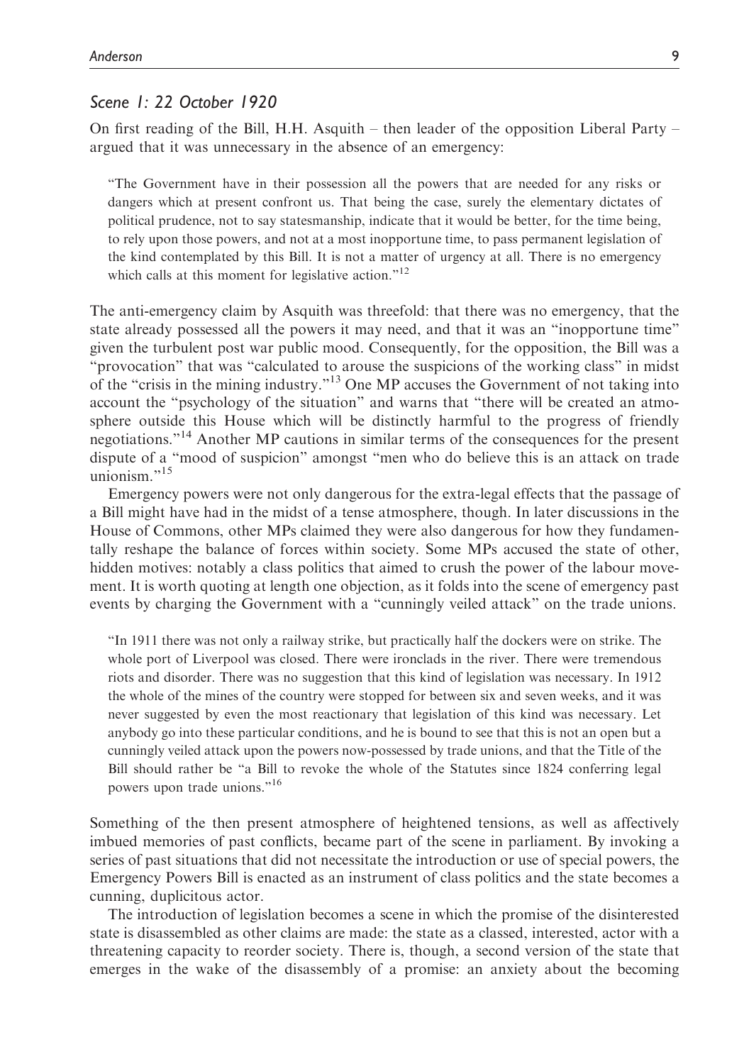### *Scene 1: 22 October 1920*

On first reading of the Bill, H.H. Asquith – then leader of the opposition Liberal Party – argued that it was unnecessary in the absence of an emergency:

> "The Government have in their possession all the powers that are needed for any risks or dangers which at present confront us. That being the case, surely the elementary dictates of political prudence, not to say statesmanship, indicate that it would be better, for the time being, to rely upon those powers, and not at a most inopportune time, to pass permanent legislation of the kind contemplated by this Bill. It is not a matter of urgency at all. There is no emergency which calls at this moment for legislative action."[12]

The anti-emergency claim by Asquith was threefold: that there was no emergency, that the state already possessed all the powers it may need, and that it was an "inopportune time" given the turbulent post war public mood. Consequently, for the opposition, the Bill was a "provocation" that was "calculated to arouse the suspicions of the working class" in midst of the "crisis in the mining industry."[13] One MP accuses the Government of not taking into account the "psychology of the situation" and warns that "there will be created an atmosphere outside this House which will be distinctly harmful to the progress of friendly negotiations."[14] Another MP cautions in similar terms of the consequences for the present dispute of a "mood of suspicion" amongst "men who do believe this is an attack on trade unionism."[15]

Emergency powers were not only dangerous for the extra-legal effects that the passage of a Bill might have had in the midst of a tense atmosphere, though. In later discussions in the House of Commons, other MPs claimed they were also dangerous for how they fundamentally reshape the balance of forces within society. Some MPs accused the state of other, hidden motives: notably a class politics that aimed to crush the power of the labour movement. It is worth quoting at length one objection, as it folds into the scene of emergency past events by charging the Government with a "cunningly veiled attack" on the trade unions.

> "In 1911 there was not only a railway strike, but practically half the dockers were on strike. The whole port of Liverpool was closed. There were ironclads in the river. There were tremendous riots and disorder. There was no suggestion that this kind of legislation was necessary. In 1912 the whole of the mines of the country were stopped for between six and seven weeks, and it was never suggested by even the most reactionary that legislation of this kind was necessary. Let anybody go into these particular conditions, and he is bound to see that this is not an open but a cunningly veiled attack upon the powers now-possessed by trade unions, and that the Title of the Bill should rather be "a Bill to revoke the whole of the Statutes since 1824 conferring legal powers upon trade unions."[16]

Something of the then present atmosphere of heightened tensions, as well as affectively imbued memories of past conflicts, became part of the scene in parliament. By invoking a series of past situations that did not necessitate the introduction or use of special powers, the Emergency Powers Bill is enacted as an instrument of class politics and the state becomes a cunning, duplicitous actor.

The introduction of legislation becomes a scene in which the promise of the disinterested state is disassembled as other claims are made: the state as a classed, interested, actor with a threatening capacity to reorder society. There is, though, a second version of the state that emerges in the wake of the disassembly of a promise: an anxiety about the becoming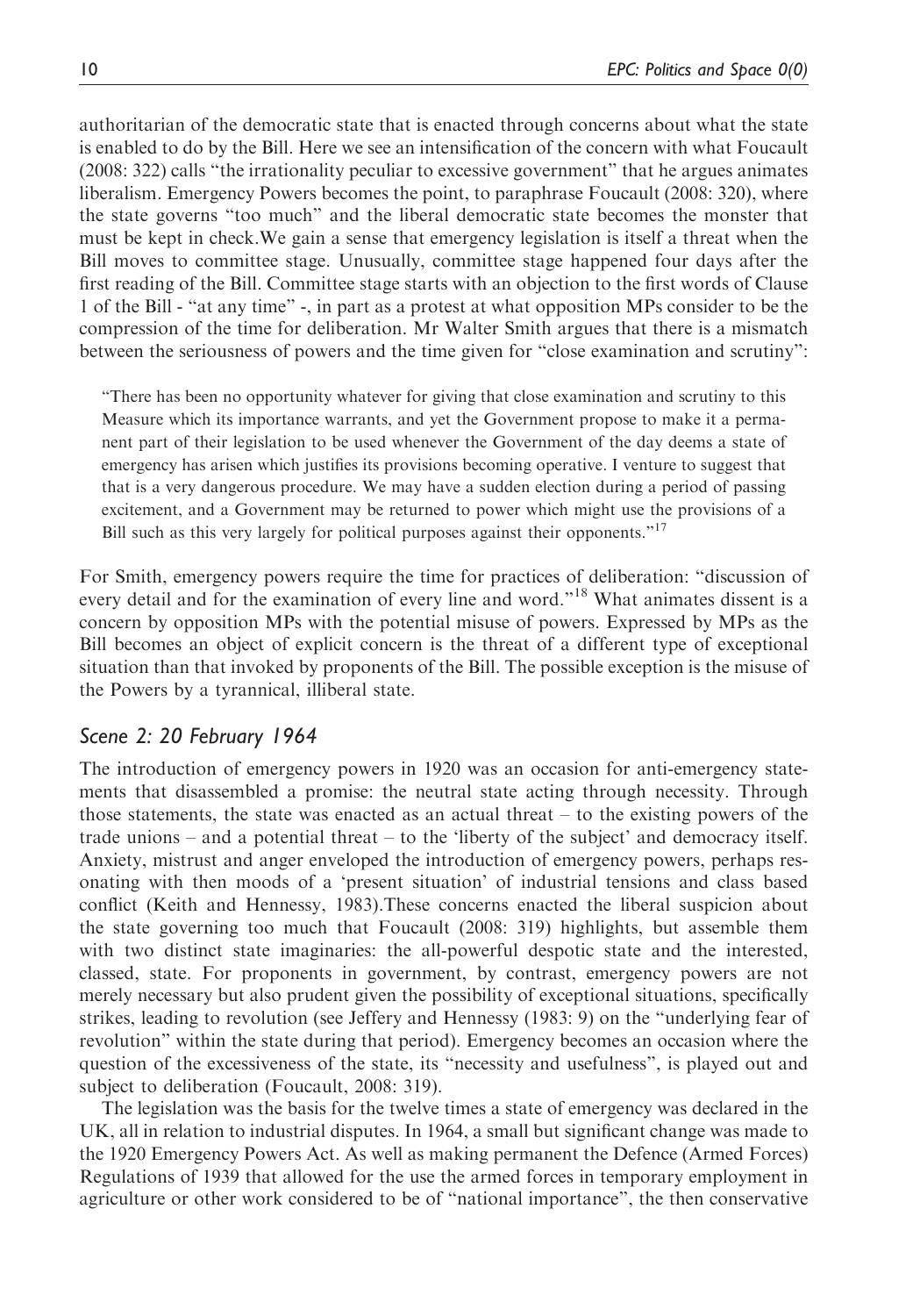authoritarian of the democratic state that is enacted through concerns about what the state is enabled to do by the Bill. Here we see an intensification of the concern with what Foucault (2008: 322) calls "the irrationality peculiar to excessive government" that he argues animates liberalism. Emergency Powers becomes the point, to paraphrase Foucault (2008: 320), where the state governs "too much" and the liberal democratic state becomes the monster that must be kept in check.We gain a sense that emergency legislation is itself a threat when the Bill moves to committee stage. Unusually, committee stage happened four days after the first reading of the Bill. Committee stage starts with an objection to the first words of Clause 1 of the Bill - "at any time" -, in part as a protest at what opposition MPs consider to be the compression of the time for deliberation. Mr Walter Smith argues that there is a mismatch between the seriousness of powers and the time given for "close examination and scrutiny":

> "There has been no opportunity whatever for giving that close examination and scrutiny to this Measure which its importance warrants, and yet the Government propose to make it a permanent part of their legislation to be used whenever the Government of the day deems a state of emergency has arisen which justifies its provisions becoming operative. I venture to suggest that that is a very dangerous procedure. We may have a sudden election during a period of passing excitement, and a Government may be returned to power which might use the provisions of a Bill such as this very largely for political purposes against their opponents."[17]

For Smith, emergency powers require the time for practices of deliberation: "discussion of every detail and for the examination of every line and word."[18] What animates dissent is a concern by opposition MPs with the potential misuse of powers. Expressed by MPs as the Bill becomes an object of explicit concern is the threat of a different type of exceptional situation than that invoked by proponents of the Bill. The possible exception is the misuse of the Powers by a tyrannical, illiberal state.

## *Scene 2: 20 February 1964*

The introduction of emergency powers in 1920 was an occasion for anti-emergency statements that disassembled a promise: the neutral state acting through necessity. Through those statements, the state was enacted as an actual threat – to the existing powers of the trade unions – and a potential threat – to the 'liberty of the subject' and democracy itself. Anxiety, mistrust and anger enveloped the introduction of emergency powers, perhaps resonating with then moods of a 'present situation' of industrial tensions and class based conflict (Keith and Hennessy, 1983).These concerns enacted the liberal suspicion about the state governing too much that Foucault (2008: 319) highlights, but assemble them with two distinct state imaginaries: the all-powerful despotic state and the interested, classed, state. For proponents in government, by contrast, emergency powers are not merely necessary but also prudent given the possibility of exceptional situations, specifically strikes, leading to revolution (see Jeffery and Hennessy (1983: 9) on the "underlying fear of revolution" within the state during that period). Emergency becomes an occasion where the question of the excessiveness of the state, its "necessity and usefulness", is played out and subject to deliberation (Foucault, 2008: 319).

The legislation was the basis for the twelve times a state of emergency was declared in the UK, all in relation to industrial disputes. In 1964, a small but significant change was made to the 1920 Emergency Powers Act. As well as making permanent the Defence (Armed Forces) Regulations of 1939 that allowed for the use the armed forces in temporary employment in agriculture or other work considered to be of "national importance", the then conservative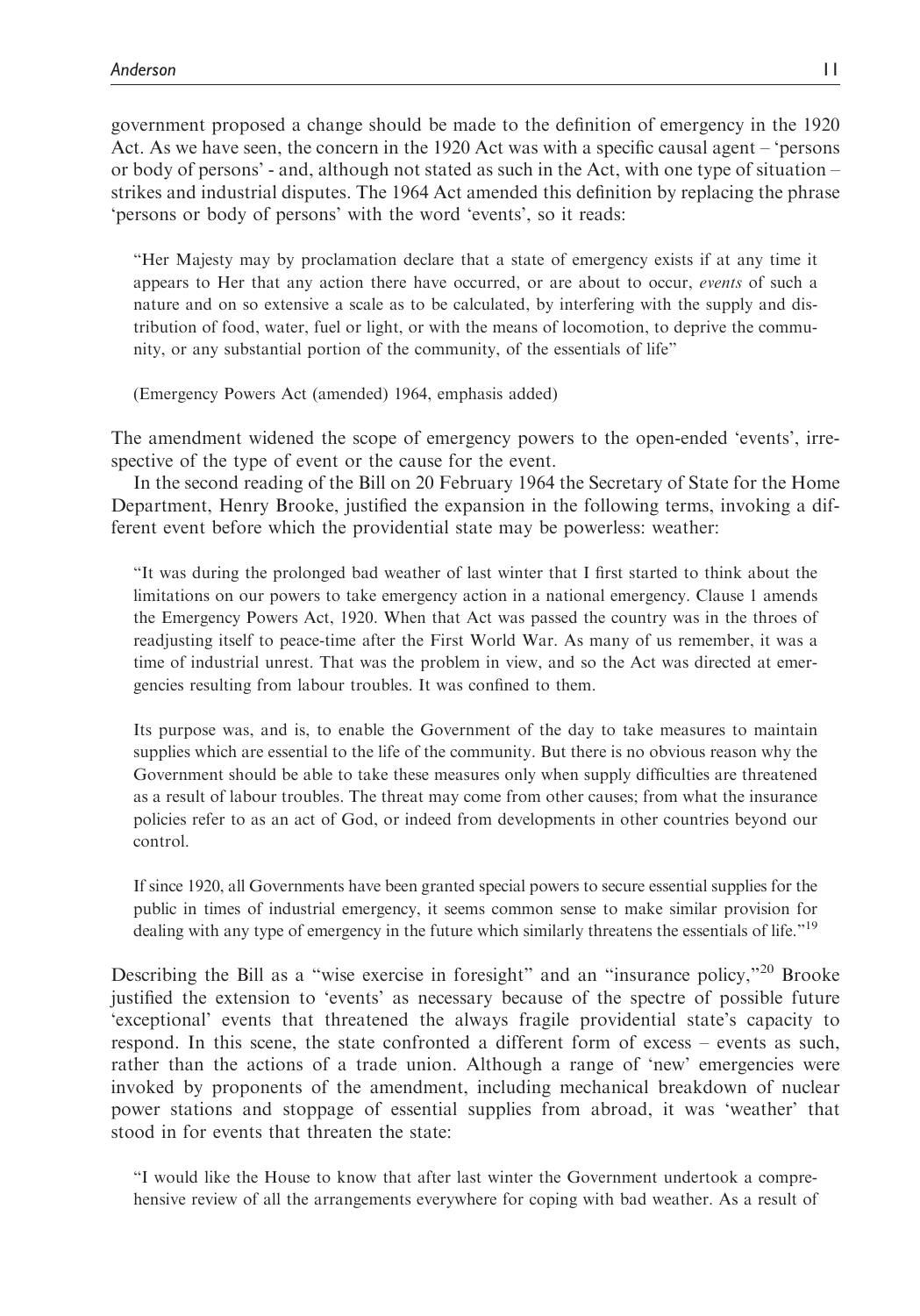government proposed a change should be made to the definition of emergency in the 1920 Act. As we have seen, the concern in the 1920 Act was with a specific causal agent – 'persons or body of persons' - and, although not stated as such in the Act, with one type of situation – strikes and industrial disputes. The 1964 Act amended this definition by replacing the phrase 'persons or body of persons' with the word 'events', so it reads:

> "Her Majesty may by proclamation declare that a state of emergency exists if at any time it appears to Her that any action there have occurred, or are about to occur, *events* of such a nature and on so extensive a scale as to be calculated, by interfering with the supply and distribution of food, water, fuel or light, or with the means of locomotion, to deprive the community, or any substantial portion of the community, of the essentials of life"
>
> (Emergency Powers Act (amended) 1964, emphasis added)

The amendment widened the scope of emergency powers to the open-ended 'events', irrespective of the type of event or the cause for the event.

In the second reading of the Bill on 20 February 1964 the Secretary of State for the Home Department, Henry Brooke, justified the expansion in the following terms, invoking a different event before which the providential state may be powerless: weather:

> "It was during the prolonged bad weather of last winter that I first started to think about the limitations on our powers to take emergency action in a national emergency. Clause 1 amends the Emergency Powers Act, 1920. When that Act was passed the country was in the throes of readjusting itself to peace-time after the First World War. As many of us remember, it was a time of industrial unrest. That was the problem in view, and so the Act was directed at emergencies resulting from labour troubles. It was confined to them.
>
> Its purpose was, and is, to enable the Government of the day to take measures to maintain supplies which are essential to the life of the community. But there is no obvious reason why the Government should be able to take these measures only when supply difficulties are threatened as a result of labour troubles. The threat may come from other causes; from what the insurance policies refer to as an act of God, or indeed from developments in other countries beyond our control.
>
> If since 1920, all Governments have been granted special powers to secure essential supplies for the public in times of industrial emergency, it seems common sense to make similar provision for dealing with any type of emergency in the future which similarly threatens the essentials of life."[19]

Describing the Bill as a "wise exercise in foresight" and an "insurance policy,"[20] Brooke justified the extension to 'events' as necessary because of the spectre of possible future 'exceptional' events that threatened the always fragile providential state's capacity to respond. In this scene, the state confronted a different form of excess – events as such, rather than the actions of a trade union. Although a range of 'new' emergencies were invoked by proponents of the amendment, including mechanical breakdown of nuclear power stations and stoppage of essential supplies from abroad, it was 'weather' that stood in for events that threaten the state:

> "I would like the House to know that after last winter the Government undertook a comprehensive review of all the arrangements everywhere for coping with bad weather. As a result of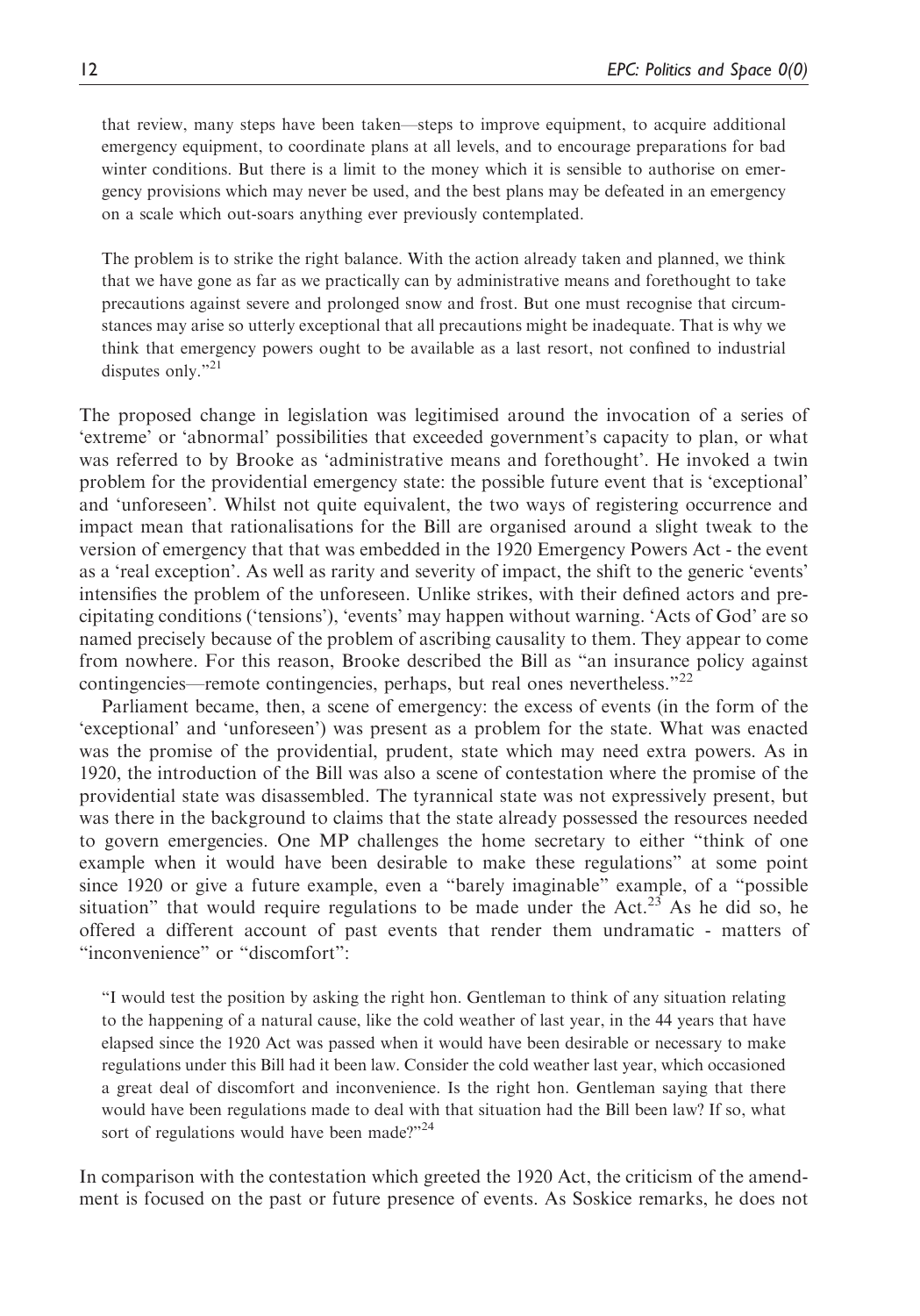that review, many steps have been taken—steps to improve equipment, to acquire additional emergency equipment, to coordinate plans at all levels, and to encourage preparations for bad winter conditions. But there is a limit to the money which it is sensible to authorise on emergency provisions which may never be used, and the best plans may be defeated in an emergency on a scale which out-soars anything ever previously contemplated.

> The problem is to strike the right balance. With the action already taken and planned, we think that we have gone as far as we practically can by administrative means and forethought to take precautions against severe and prolonged snow and frost. But one must recognise that circumstances may arise so utterly exceptional that all precautions might be inadequate. That is why we think that emergency powers ought to be available as a last resort, not confined to industrial disputes only."[21]

The proposed change in legislation was legitimised around the invocation of a series of 'extreme' or 'abnormal' possibilities that exceeded government's capacity to plan, or what was referred to by Brooke as 'administrative means and forethought'. He invoked a twin problem for the providential emergency state: the possible future event that is 'exceptional' and 'unforeseen'. Whilst not quite equivalent, the two ways of registering occurrence and impact mean that rationalisations for the Bill are organised around a slight tweak to the version of emergency that that was embedded in the 1920 Emergency Powers Act - the event as a 'real exception'. As well as rarity and severity of impact, the shift to the generic 'events' intensifies the problem of the unforeseen. Unlike strikes, with their defined actors and precipitating conditions ('tensions'), 'events' may happen without warning. 'Acts of God' are so named precisely because of the problem of ascribing causality to them. They appear to come from nowhere. For this reason, Brooke described the Bill as "an insurance policy against contingencies—remote contingencies, perhaps, but real ones nevertheless."[22]

Parliament became, then, a scene of emergency: the excess of events (in the form of the 'exceptional' and 'unforeseen') was present as a problem for the state. What was enacted was the promise of the providential, prudent, state which may need extra powers. As in 1920, the introduction of the Bill was also a scene of contestation where the promise of the providential state was disassembled. The tyrannical state was not expressively present, but was there in the background to claims that the state already possessed the resources needed to govern emergencies. One MP challenges the home secretary to either "think of one example when it would have been desirable to make these regulations" at some point since 1920 or give a future example, even a "barely imaginable" example, of a "possible situation" that would require regulations to be made under the Act.[23] As he did so, he offered a different account of past events that render them undramatic - matters of "inconvenience" or "discomfort":

> "I would test the position by asking the right hon. Gentleman to think of any situation relating to the happening of a natural cause, like the cold weather of last year, in the 44 years that have elapsed since the 1920 Act was passed when it would have been desirable or necessary to make regulations under this Bill had it been law. Consider the cold weather last year, which occasioned a great deal of discomfort and inconvenience. Is the right hon. Gentleman saying that there would have been regulations made to deal with that situation had the Bill been law? If so, what sort of regulations would have been made?"[24]

In comparison with the contestation which greeted the 1920 Act, the criticism of the amendment is focused on the past or future presence of events. As Soskice remarks, he does not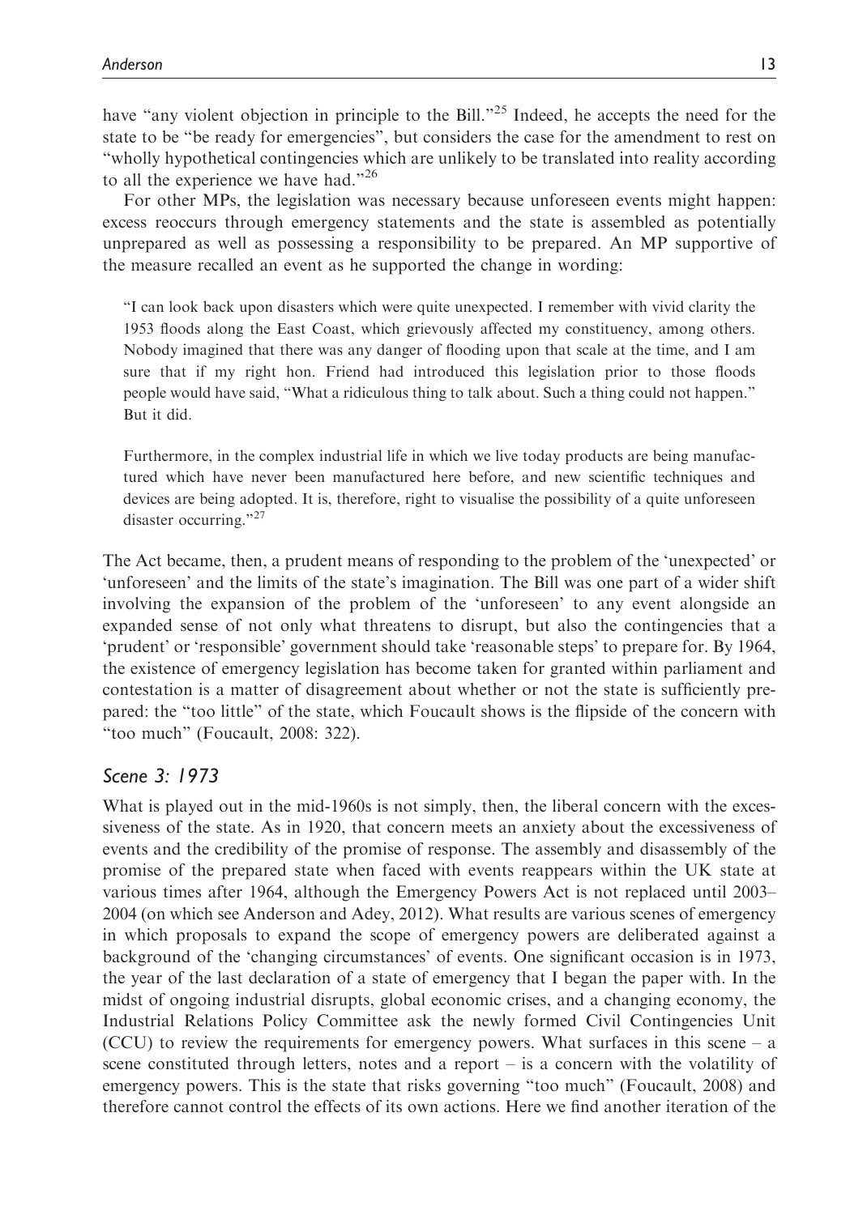have "any violent objection in principle to the Bill."[25] Indeed, he accepts the need for the state to be "be ready for emergencies", but considers the case for the amendment to rest on "wholly hypothetical contingencies which are unlikely to be translated into reality according to all the experience we have had."[26]

For other MPs, the legislation was necessary because unforeseen events might happen: excess reoccurs through emergency statements and the state is assembled as potentially unprepared as well as possessing a responsibility to be prepared. An MP supportive of the measure recalled an event as he supported the change in wording:

> "I can look back upon disasters which were quite unexpected. I remember with vivid clarity the 1953 floods along the East Coast, which grievously affected my constituency, among others. Nobody imagined that there was any danger of flooding upon that scale at the time, and I am sure that if my right hon. Friend had introduced this legislation prior to those floods people would have said, "What a ridiculous thing to talk about. Such a thing could not happen." But it did.
>
> Furthermore, in the complex industrial life in which we live today products are being manufactured which have never been manufactured here before, and new scientific techniques and devices are being adopted. It is, therefore, right to visualise the possibility of a quite unforeseen disaster occurring."[27]

The Act became, then, a prudent means of responding to the problem of the 'unexpected' or 'unforeseen' and the limits of the state's imagination. The Bill was one part of a wider shift involving the expansion of the problem of the 'unforeseen' to any event alongside an expanded sense of not only what threatens to disrupt, but also the contingencies that a 'prudent' or 'responsible' government should take 'reasonable steps' to prepare for. By 1964, the existence of emergency legislation has become taken for granted within parliament and contestation is a matter of disagreement about whether or not the state is sufficiently prepared: the "too little" of the state, which Foucault shows is the flipside of the concern with "too much" (Foucault, 2008: 322).

### *Scene 3: 1973*

What is played out in the mid-1960s is not simply, then, the liberal concern with the excessiveness of the state. As in 1920, that concern meets an anxiety about the excessiveness of events and the credibility of the promise of response. The assembly and disassembly of the promise of the prepared state when faced with events reappears within the UK state at various times after 1964, although the Emergency Powers Act is not replaced until 2003–2004 (on which see Anderson and Adey, 2012). What results are various scenes of emergency in which proposals to expand the scope of emergency powers are deliberated against a background of the 'changing circumstances' of events. One significant occasion is in 1973, the year of the last declaration of a state of emergency that I began the paper with. In the midst of ongoing industrial disrupts, global economic crises, and a changing economy, the Industrial Relations Policy Committee ask the newly formed Civil Contingencies Unit (CCU) to review the requirements for emergency powers. What surfaces in this scene – a scene constituted through letters, notes and a report – is a concern with the volatility of emergency powers. This is the state that risks governing "too much" (Foucault, 2008) and therefore cannot control the effects of its own actions. Here we find another iteration of the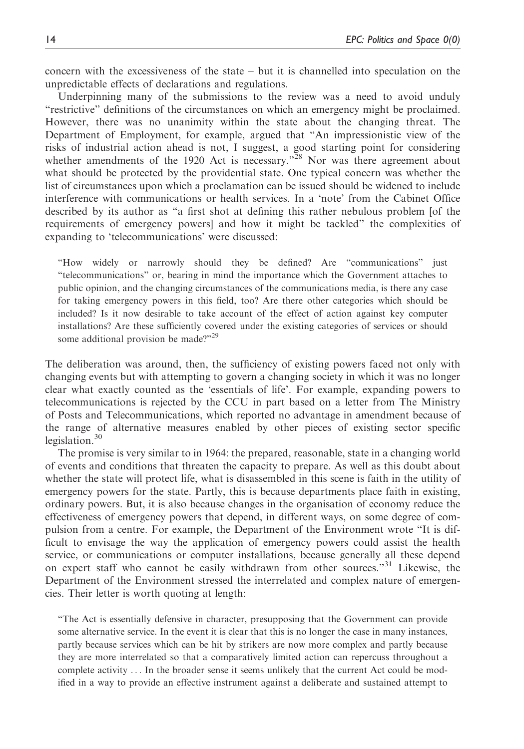concern with the excessiveness of the state – but it is channelled into speculation on the unpredictable effects of declarations and regulations.

Underpinning many of the submissions to the review was a need to avoid unduly "restrictive" definitions of the circumstances on which an emergency might be proclaimed. However, there was no unanimity within the state about the changing threat. The Department of Employment, for example, argued that "An impressionistic view of the risks of industrial action ahead is not, I suggest, a good starting point for considering whether amendments of the 1920 Act is necessary."[28] Nor was there agreement about what should be protected by the providential state. One typical concern was whether the list of circumstances upon which a proclamation can be issued should be widened to include interference with communications or health services. In a 'note' from the Cabinet Office described by its author as "a first shot at defining this rather nebulous problem [of the requirements of emergency powers] and how it might be tackled" the complexities of expanding to 'telecommunications' were discussed:

> "How widely or narrowly should they be defined? Are "communications" just "telecommunications" or, bearing in mind the importance which the Government attaches to public opinion, and the changing circumstances of the communications media, is there any case for taking emergency powers in this field, too? Are there other categories which should be included? Is it now desirable to take account of the effect of action against key computer installations? Are these sufficiently covered under the existing categories of services or should some additional provision be made?"[29]

The deliberation was around, then, the sufficiency of existing powers faced not only with changing events but with attempting to govern a changing society in which it was no longer clear what exactly counted as the 'essentials of life'. For example, expanding powers to telecommunications is rejected by the CCU in part based on a letter from The Ministry of Posts and Telecommunications, which reported no advantage in amendment because of the range of alternative measures enabled by other pieces of existing sector specific legislation.[30]

The promise is very similar to in 1964: the prepared, reasonable, state in a changing world of events and conditions that threaten the capacity to prepare. As well as this doubt about whether the state will protect life, what is disassembled in this scene is faith in the utility of emergency powers for the state. Partly, this is because departments place faith in existing, ordinary powers. But, it is also because changes in the organisation of economy reduce the effectiveness of emergency powers that depend, in different ways, on some degree of compulsion from a centre. For example, the Department of the Environment wrote "It is difficult to envisage the way the application of emergency powers could assist the health service, or communications or computer installations, because generally all these depend on expert staff who cannot be easily withdrawn from other sources."[31] Likewise, the Department of the Environment stressed the interrelated and complex nature of emergencies. Their letter is worth quoting at length:

> "The Act is essentially defensive in character, presupposing that the Government can provide some alternative service. In the event it is clear that this is no longer the case in many instances, partly because services which can be hit by strikers are now more complex and partly because they are more interrelated so that a comparatively limited action can repercuss throughout a complete activity ... In the broader sense it seems unlikely that the current Act could be modified in a way to provide an effective instrument against a deliberate and sustained attempt to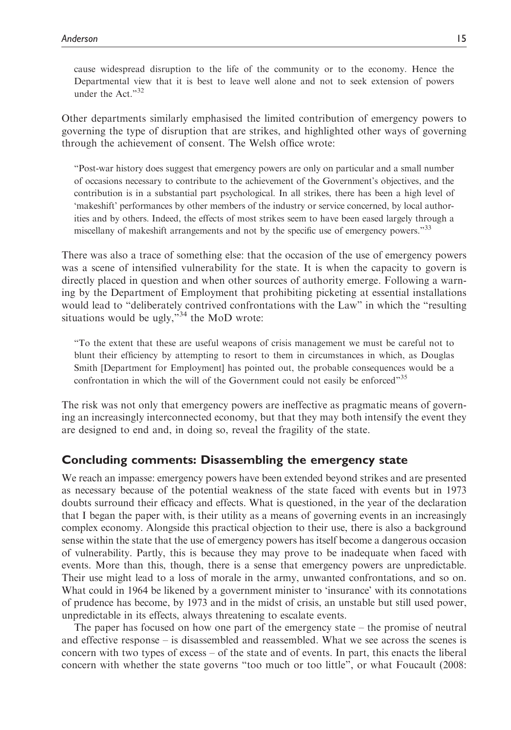cause widespread disruption to the life of the community or to the economy. Hence the Departmental view that it is best to leave well alone and not to seek extension of powers under the Act."[32]

Other departments similarly emphasised the limited contribution of emergency powers to governing the type of disruption that are strikes, and highlighted other ways of governing through the achievement of consent. The Welsh office wrote:

"Post-war history does suggest that emergency powers are only on particular and a small number of occasions necessary to contribute to the achievement of the Government's objectives, and the contribution is in a substantial part psychological. In all strikes, there has been a high level of 'makeshift' performances by other members of the industry or service concerned, by local authorities and by others. Indeed, the effects of most strikes seem to have been eased largely through a miscellany of makeshift arrangements and not by the specific use of emergency powers."[33]

There was also a trace of something else: that the occasion of the use of emergency powers was a scene of intensified vulnerability for the state. It is when the capacity to govern is directly placed in question and when other sources of authority emerge. Following a warning by the Department of Employment that prohibiting picketing at essential installations would lead to "deliberately contrived confrontations with the Law" in which the "resulting situations would be ugly,"[34] the MoD wrote:

"To the extent that these are useful weapons of crisis management we must be careful not to blunt their efficiency by attempting to resort to them in circumstances in which, as Douglas Smith [Department for Employment] has pointed out, the probable consequences would be a confrontation in which the will of the Government could not easily be enforced"[35]

The risk was not only that emergency powers are ineffective as pragmatic means of governing an increasingly interconnected economy, but that they may both intensify the event they are designed to end and, in doing so, reveal the fragility of the state.

## Concluding comments: Disassembling the emergency state

We reach an impasse: emergency powers have been extended beyond strikes and are presented as necessary because of the potential weakness of the state faced with events but in 1973 doubts surround their efficacy and effects. What is questioned, in the year of the declaration that I began the paper with, is their utility as a means of governing events in an increasingly complex economy. Alongside this practical objection to their use, there is also a background sense within the state that the use of emergency powers has itself become a dangerous occasion of vulnerability. Partly, this is because they may prove to be inadequate when faced with events. More than this, though, there is a sense that emergency powers are unpredictable. Their use might lead to a loss of morale in the army, unwanted confrontations, and so on. What could in 1964 be likened by a government minister to 'insurance' with its connotations of prudence has become, by 1973 and in the midst of crisis, an unstable but still used power, unpredictable in its effects, always threatening to escalate events.

The paper has focused on how one part of the emergency state – the promise of neutral and effective response – is disassembled and reassembled. What we see across the scenes is concern with two types of excess – of the state and of events. In part, this enacts the liberal concern with whether the state governs "too much or too little", or what Foucault (2008: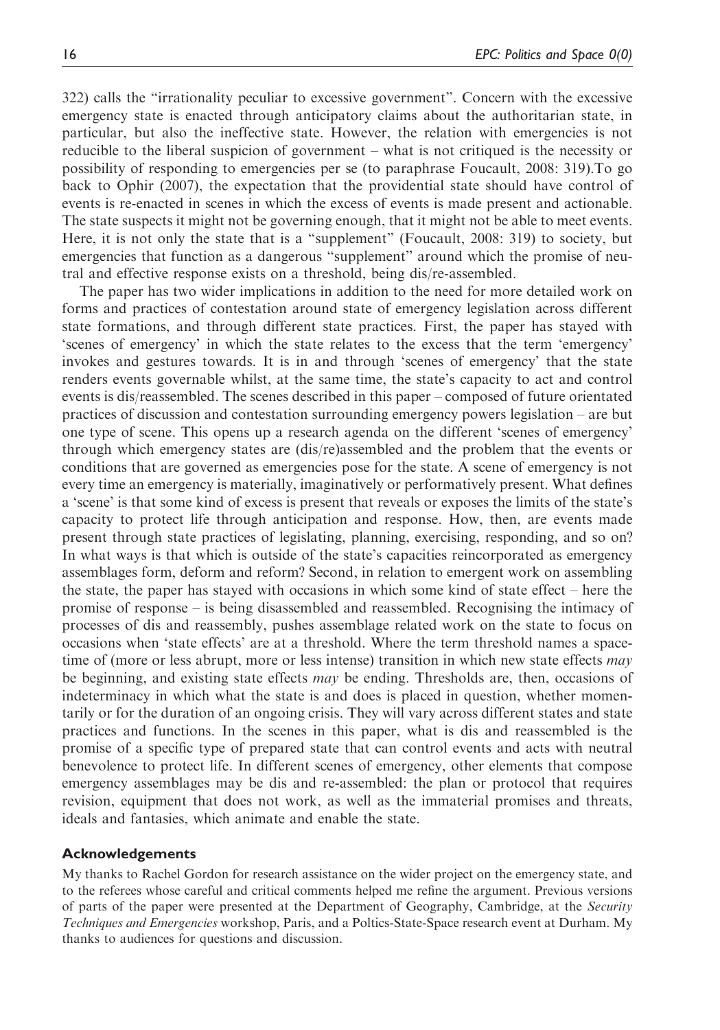322) calls the "irrationality peculiar to excessive government". Concern with the excessive emergency state is enacted through anticipatory claims about the authoritarian state, in particular, but also the ineffective state. However, the relation with emergencies is not reducible to the liberal suspicion of government – what is not critiqued is the necessity or possibility of responding to emergencies per se (to paraphrase Foucault, 2008: 319).To go back to Ophir (2007), the expectation that the providential state should have control of events is re-enacted in scenes in which the excess of events is made present and actionable. The state suspects it might not be governing enough, that it might not be able to meet events. Here, it is not only the state that is a "supplement" (Foucault, 2008: 319) to society, but emergencies that function as a dangerous "supplement" around which the promise of neutral and effective response exists on a threshold, being dis/re-assembled.

The paper has two wider implications in addition to the need for more detailed work on forms and practices of contestation around state of emergency legislation across different state formations, and through different state practices. First, the paper has stayed with 'scenes of emergency' in which the state relates to the excess that the term 'emergency' invokes and gestures towards. It is in and through 'scenes of emergency' that the state renders events governable whilst, at the same time, the state's capacity to act and control events is dis/reassembled. The scenes described in this paper – composed of future orientated practices of discussion and contestation surrounding emergency powers legislation – are but one type of scene. This opens up a research agenda on the different 'scenes of emergency' through which emergency states are (dis/re)assembled and the problem that the events or conditions that are governed as emergencies pose for the state. A scene of emergency is not every time an emergency is materially, imaginatively or performatively present. What defines a 'scene' is that some kind of excess is present that reveals or exposes the limits of the state's capacity to protect life through anticipation and response. How, then, are events made present through state practices of legislating, planning, exercising, responding, and so on? In what ways is that which is outside of the state's capacities reincorporated as emergency assemblages form, deform and reform? Second, in relation to emergent work on assembling the state, the paper has stayed with occasions in which some kind of state effect – here the promise of response – is being disassembled and reassembled. Recognising the intimacy of processes of dis and reassembly, pushes assemblage related work on the state to focus on occasions when 'state effects' are at a threshold. Where the term threshold names a space-time of (more or less abrupt, more or less intense) transition in which new state effects *may* be beginning, and existing state effects *may* be ending. Thresholds are, then, occasions of indeterminacy in which what the state is and does is placed in question, whether momentarily or for the duration of an ongoing crisis. They will vary across different states and state practices and functions. In the scenes in this paper, what is dis and reassembled is the promise of a specific type of prepared state that can control events and acts with neutral benevolence to protect life. In different scenes of emergency, other elements that compose emergency assemblages may be dis and re-assembled: the plan or protocol that requires revision, equipment that does not work, as well as the immaterial promises and threats, ideals and fantasies, which animate and enable the state.

## Acknowledgements

My thanks to Rachel Gordon for research assistance on the wider project on the emergency state, and to the referees whose careful and critical comments helped me refine the argument. Previous versions of parts of the paper were presented at the Department of Geography, Cambridge, at the *Security Techniques and Emergencies* workshop, Paris, and a Poltics-State-Space research event at Durham. My thanks to audiences for questions and discussion.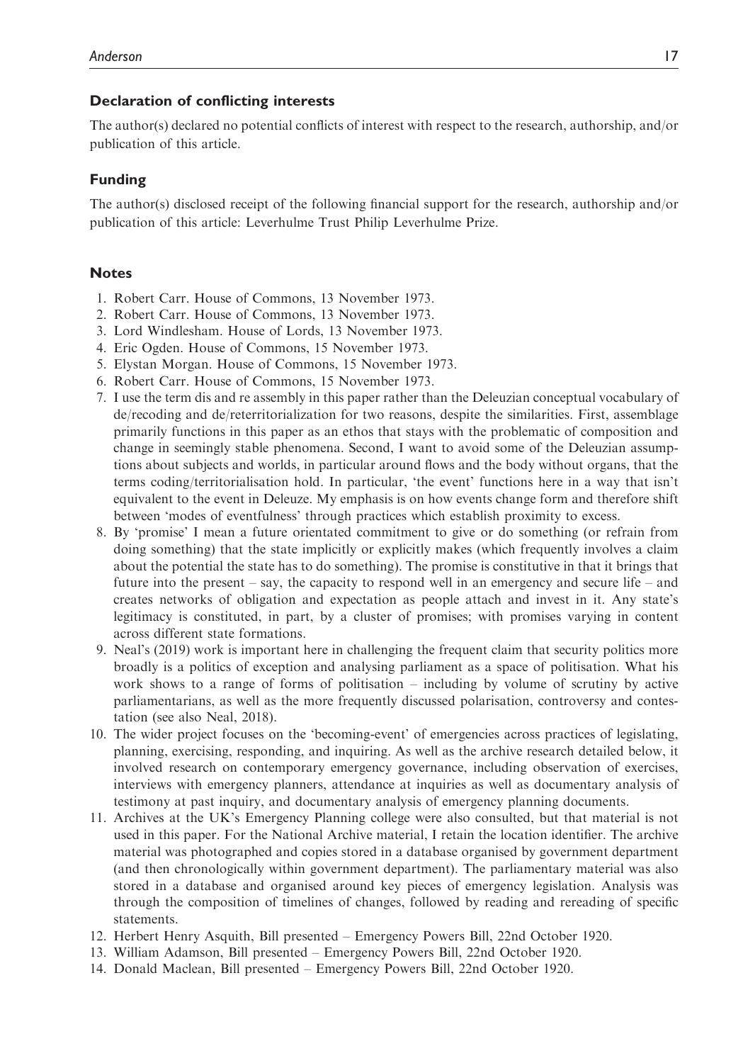### Declaration of conflicting interests

The author(s) declared no potential conflicts of interest with respect to the research, authorship, and/or publication of this article.

### Funding

The author(s) disclosed receipt of the following financial support for the research, authorship and/or publication of this article: Leverhulme Trust Philip Leverhulme Prize.

### Notes

1. Robert Carr. House of Commons, 13 November 1973.
2. Robert Carr. House of Commons, 13 November 1973.
3. Lord Windlesham. House of Lords, 13 November 1973.
4. Eric Ogden. House of Commons, 15 November 1973.
5. Elystan Morgan. House of Commons, 15 November 1973.
6. Robert Carr. House of Commons, 15 November 1973.
7. I use the term dis and re assembly in this paper rather than the Deleuzian conceptual vocabulary of de/recoding and de/reterritorialization for two reasons, despite the similarities. First, assemblage primarily functions in this paper as an ethos that stays with the problematic of composition and change in seemingly stable phenomena. Second, I want to avoid some of the Deleuzian assumptions about subjects and worlds, in particular around flows and the body without organs, that the terms coding/territorialisation hold. In particular, 'the event' functions here in a way that isn't equivalent to the event in Deleuze. My emphasis is on how events change form and therefore shift between 'modes of eventfulness' through practices which establish proximity to excess.
8. By 'promise' I mean a future orientated commitment to give or do something (or refrain from doing something) that the state implicitly or explicitly makes (which frequently involves a claim about the potential the state has to do something). The promise is constitutive in that it brings that future into the present – say, the capacity to respond well in an emergency and secure life – and creates networks of obligation and expectation as people attach and invest in it. Any state's legitimacy is constituted, in part, by a cluster of promises; with promises varying in content across different state formations.
9. Neal's (2019) work is important here in challenging the frequent claim that security politics more broadly is a politics of exception and analysing parliament as a space of politisation. What his work shows to a range of forms of politisation – including by volume of scrutiny by active parliamentarians, as well as the more frequently discussed polarisation, controversy and contestation (see also Neal, 2018).
10. The wider project focuses on the 'becoming-event' of emergencies across practices of legislating, planning, exercising, responding, and inquiring. As well as the archive research detailed below, it involved research on contemporary emergency governance, including observation of exercises, interviews with emergency planners, attendance at inquiries as well as documentary analysis of testimony at past inquiry, and documentary analysis of emergency planning documents.
11. Archives at the UK's Emergency Planning college were also consulted, but that material is not used in this paper. For the National Archive material, I retain the location identifier. The archive material was photographed and copies stored in a database organised by government department (and then chronologically within government department). The parliamentary material was also stored in a database and organised around key pieces of emergency legislation. Analysis was through the composition of timelines of changes, followed by reading and rereading of specific statements.
12. Herbert Henry Asquith, Bill presented – Emergency Powers Bill, 22nd October 1920.
13. William Adamson, Bill presented – Emergency Powers Bill, 22nd October 1920.
14. Donald Maclean, Bill presented – Emergency Powers Bill, 22nd October 1920.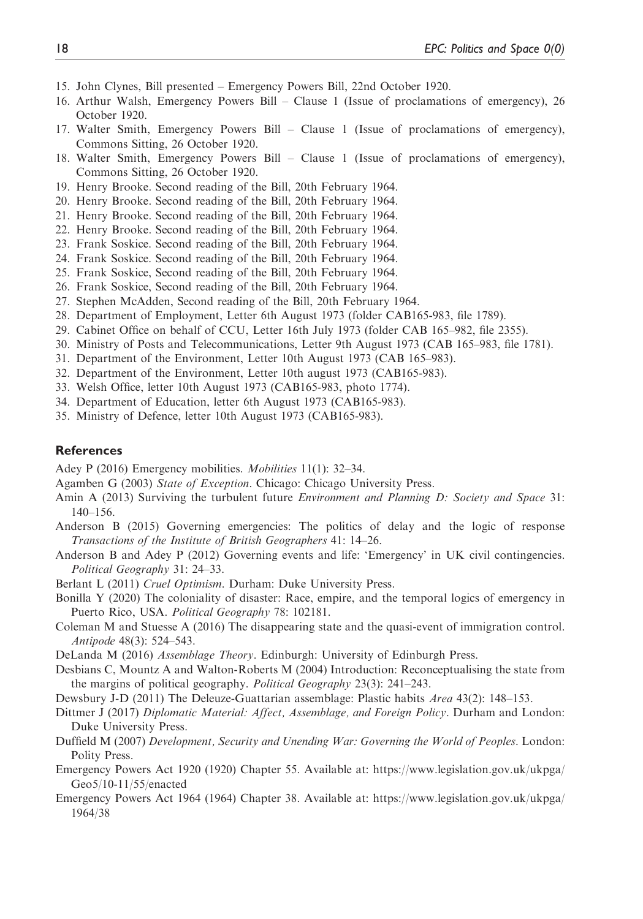15. John Clynes, Bill presented – Emergency Powers Bill, 22nd October 1920.
16. Arthur Walsh, Emergency Powers Bill – Clause 1 (Issue of proclamations of emergency), 26 October 1920.
17. Walter Smith, Emergency Powers Bill – Clause 1 (Issue of proclamations of emergency), Commons Sitting, 26 October 1920.
18. Walter Smith, Emergency Powers Bill – Clause 1 (Issue of proclamations of emergency), Commons Sitting, 26 October 1920.
19. Henry Brooke. Second reading of the Bill, 20th February 1964.
20. Henry Brooke. Second reading of the Bill, 20th February 1964.
21. Henry Brooke. Second reading of the Bill, 20th February 1964.
22. Henry Brooke. Second reading of the Bill, 20th February 1964.
23. Frank Soskice. Second reading of the Bill, 20th February 1964.
24. Frank Soskice. Second reading of the Bill, 20th February 1964.
25. Frank Soskice, Second reading of the Bill, 20th February 1964.
26. Frank Soskice, Second reading of the Bill, 20th February 1964.
27. Stephen McAdden, Second reading of the Bill, 20th February 1964.
28. Department of Employment, Letter 6th August 1973 (folder CAB165-983, file 1789).
29. Cabinet Office on behalf of CCU, Letter 16th July 1973 (folder CAB 165–982, file 2355).
30. Ministry of Posts and Telecommunications, Letter 9th August 1973 (CAB 165–983, file 1781).
31. Department of the Environment, Letter 10th August 1973 (CAB 165–983).
32. Department of the Environment, Letter 10th august 1973 (CAB165-983).
33. Welsh Office, letter 10th August 1973 (CAB165-983, photo 1774).
34. Department of Education, letter 6th August 1973 (CAB165-983).
35. Ministry of Defence, letter 10th August 1973 (CAB165-983).

## References

Adey P (2016) Emergency mobilities. *Mobilities* 11(1): 32–34.

Agamben G (2003) *State of Exception*. Chicago: Chicago University Press.

Amin A (2013) Surviving the turbulent future *Environment and Planning D: Society and Space* 31: 140–156.

Anderson B (2015) Governing emergencies: The politics of delay and the logic of response *Transactions of the Institute of British Geographers* 41: 14–26.

Anderson B and Adey P (2012) Governing events and life: 'Emergency' in UK civil contingencies. *Political Geography* 31: 24–33.

Berlant L (2011) *Cruel Optimism*. Durham: Duke University Press.

Bonilla Y (2020) The coloniality of disaster: Race, empire, and the temporal logics of emergency in Puerto Rico, USA. *Political Geography* 78: 102181.

Coleman M and Stuesse A (2016) The disappearing state and the quasi-event of immigration control. *Antipode* 48(3): 524–543.

DeLanda M (2016) *Assemblage Theory*. Edinburgh: University of Edinburgh Press.

Desbians C, Mountz A and Walton-Roberts M (2004) Introduction: Reconceptualising the state from the margins of political geography. *Political Geography* 23(3): 241–243.

Dewsbury J-D (2011) The Deleuze-Guattarian assemblage: Plastic habits *Area* 43(2): 148–153.

Dittmer J (2017) *Diplomatic Material: Affect, Assemblage, and Foreign Policy*. Durham and London: Duke University Press.

Duffield M (2007) *Development, Security and Unending War: Governing the World of Peoples*. London: Polity Press.

Emergency Powers Act 1920 (1920) Chapter 55. Available at: https://www.legislation.gov.uk/ukpga/Geo5/10-11/55/enacted

Emergency Powers Act 1964 (1964) Chapter 38. Available at: https://www.legislation.gov.uk/ukpga/1964/38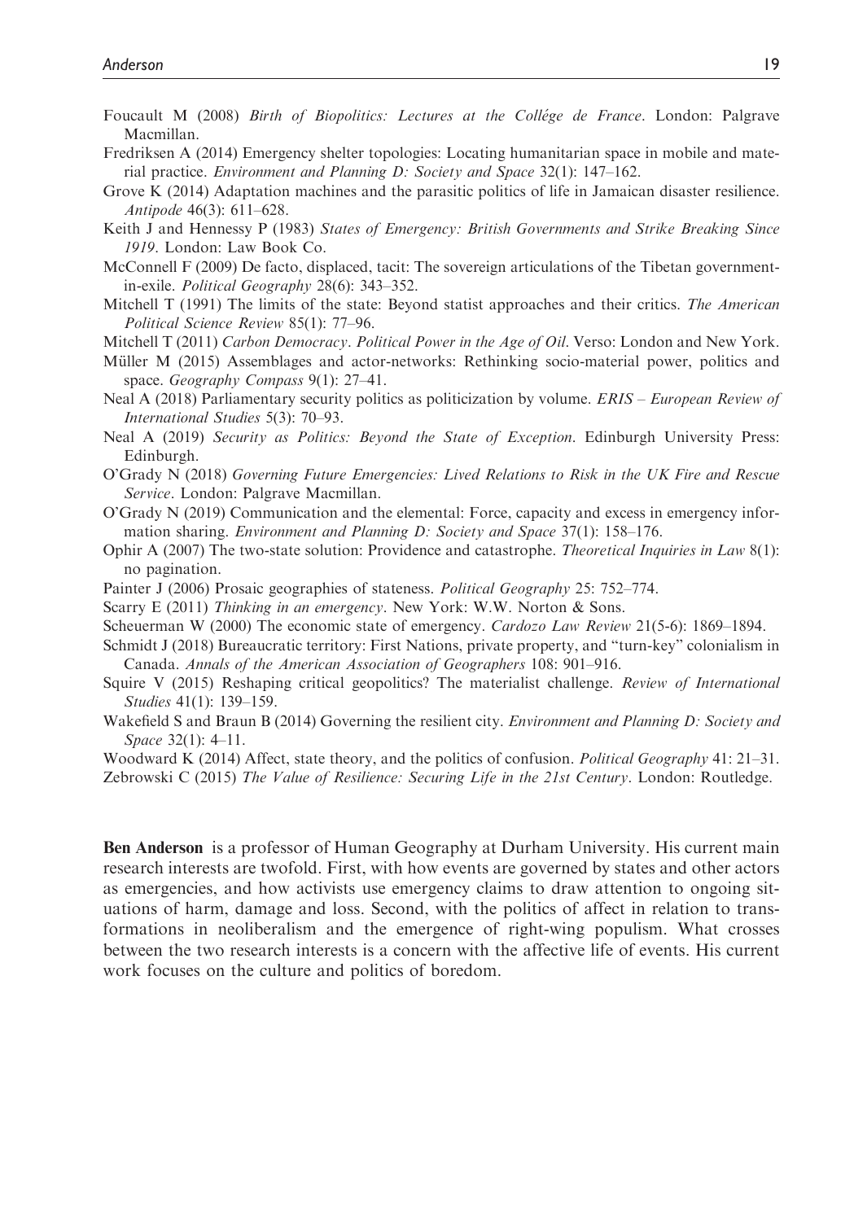Foucault M (2008) *Birth of Biopolitics: Lectures at the Collége de France*. London: Palgrave Macmillan.

Fredriksen A (2014) Emergency shelter topologies: Locating humanitarian space in mobile and material practice. *Environment and Planning D: Society and Space* 32(1): 147–162.

Grove K (2014) Adaptation machines and the parasitic politics of life in Jamaican disaster resilience. *Antipode* 46(3): 611–628.

Keith J and Hennessy P (1983) *States of Emergency: British Governments and Strike Breaking Since 1919*. London: Law Book Co.

McConnell F (2009) De facto, displaced, tacit: The sovereign articulations of the Tibetan government-in-exile. *Political Geography* 28(6): 343–352.

Mitchell T (1991) The limits of the state: Beyond statist approaches and their critics. *The American Political Science Review* 85(1): 77–96.

Mitchell T (2011) *Carbon Democracy*. *Political Power in the Age of Oil*. Verso: London and New York.

Müller M (2015) Assemblages and actor-networks: Rethinking socio-material power, politics and space. *Geography Compass* 9(1): 27–41.

Neal A (2018) Parliamentary security politics as politicization by volume. *ERIS – European Review of International Studies* 5(3): 70–93.

Neal A (2019) *Security as Politics: Beyond the State of Exception*. Edinburgh University Press: Edinburgh.

O'Grady N (2018) *Governing Future Emergencies: Lived Relations to Risk in the UK Fire and Rescue Service*. London: Palgrave Macmillan.

O'Grady N (2019) Communication and the elemental: Force, capacity and excess in emergency information sharing. *Environment and Planning D: Society and Space* 37(1): 158–176.

Ophir A (2007) The two-state solution: Providence and catastrophe. *Theoretical Inquiries in Law* 8(1): no pagination.

Painter J (2006) Prosaic geographies of stateness. *Political Geography* 25: 752–774.

Scarry E (2011) *Thinking in an emergency*. New York: W.W. Norton & Sons.

Scheuerman W (2000) The economic state of emergency. *Cardozo Law Review* 21(5-6): 1869–1894.

Schmidt J (2018) Bureaucratic territory: First Nations, private property, and "turn-key" colonialism in Canada. *Annals of the American Association of Geographers* 108: 901–916.

Squire V (2015) Reshaping critical geopolitics? The materialist challenge. *Review of International Studies* 41(1): 139–159.

Wakefield S and Braun B (2014) Governing the resilient city. *Environment and Planning D: Society and Space* 32(1): 4–11.

Woodward K (2014) Affect, state theory, and the politics of confusion. *Political Geography* 41: 21–31.

Zebrowski C (2015) *The Value of Resilience: Securing Life in the 21st Century*. London: Routledge.

**Ben Anderson** is a professor of Human Geography at Durham University. His current main research interests are twofold. First, with how events are governed by states and other actors as emergencies, and how activists use emergency claims to draw attention to ongoing situations of harm, damage and loss. Second, with the politics of affect in relation to transformations in neoliberalism and the emergence of right-wing populism. What crosses between the two research interests is a concern with the affective life of events. His current work focuses on the culture and politics of boredom.